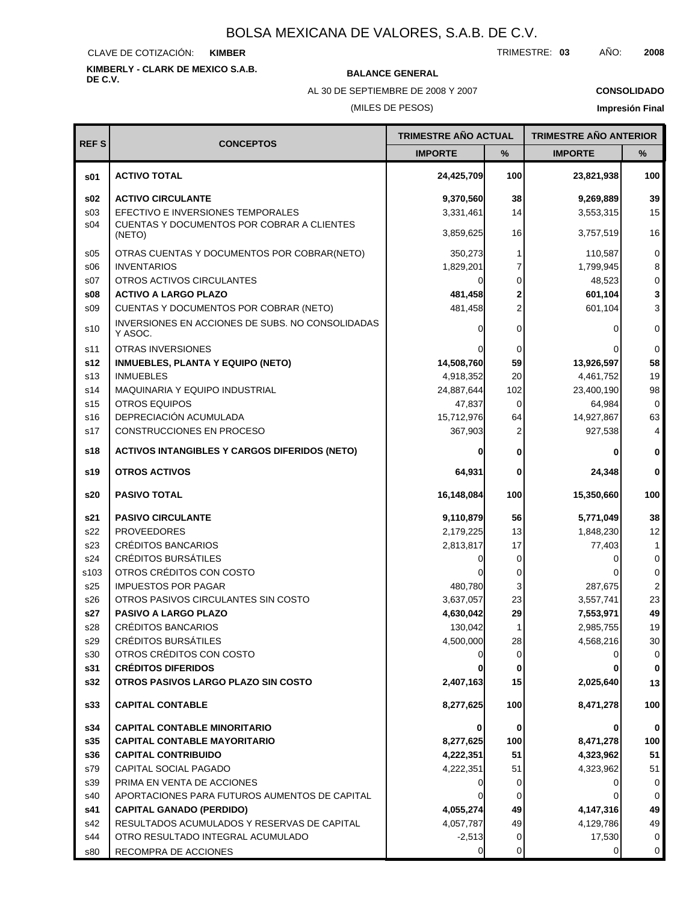# BOLSA MEXICANA DE VALORES, S.A.B. DE C.V.

CLAVE DE COTIZACIÓN: **KIMBER** TRIMESTRE: **03** AÑO: **2008**

**KIMBERLY - CLARK DE MEXICO S.A.B. DE C.V.**

**BALANCE GENERAL**

AL 30 DE SEPTIEMBRE DE 2008 Y 2007

(MILES DE PESOS)

**CONSOLIDADO**

**Impresión Final**

| REF S | CONCEPTOS | TRIMESTRE AÑO ACTUAL | | TRIMESTRE AÑO ANTERIOR | |
|---|---|---|---|---|---|
| | | IMPORTE | % | IMPORTE | % |
| **s01** | **ACTIVO TOTAL** | **24,425,709** | **100** | **23,821,938** | **100** |
| **s02** | **ACTIVO CIRCULANTE** | **9,370,560** | **38** | **9,269,889** | **39** |
| s03 | EFECTIVO E INVERSIONES TEMPORALES | 3,331,461 | 14 | 3,553,315 | 15 |
| s04 | CUENTAS Y DOCUMENTOS POR COBRAR A CLIENTES (NETO) | 3,859,625 | 16 | 3,757,519 | 16 |
| s05 | OTRAS CUENTAS Y DOCUMENTOS POR COBRAR(NETO) | 350,273 | 1 | 110,587 | 0 |
| s06 | INVENTARIOS | 1,829,201 | 7 | 1,799,945 | 8 |
| s07 | OTROS ACTIVOS CIRCULANTES | 0 | 0 | 48,523 | 0 |
| **s08** | **ACTIVO A LARGO PLAZO** | **481,458** | **2** | **601,104** | **3** |
| s09 | CUENTAS Y DOCUMENTOS POR COBRAR (NETO) | 481,458 | 2 | 601,104 | 3 |
| s10 | INVERSIONES EN ACCIONES DE SUBS. NO CONSOLIDADAS Y ASOC. | 0 | 0 | 0 | 0 |
| s11 | OTRAS INVERSIONES | 0 | 0 | 0 | 0 |
| **s12** | **INMUEBLES, PLANTA Y EQUIPO (NETO)** | **14,508,760** | **59** | **13,926,597** | **58** |
| s13 | INMUEBLES | 4,918,352 | 20 | 4,461,752 | 19 |
| s14 | MAQUINARIA Y EQUIPO INDUSTRIAL | 24,887,644 | 102 | 23,400,190 | 98 |
| s15 | OTROS EQUIPOS | 47,837 | 0 | 64,984 | 0 |
| s16 | DEPRECIACIÓN ACUMULADA | 15,712,976 | 64 | 14,927,867 | 63 |
| s17 | CONSTRUCCIONES EN PROCESO | 367,903 | 2 | 927,538 | 4 |
| **s18** | **ACTIVOS INTANGIBLES Y CARGOS DIFERIDOS (NETO)** | **0** | **0** | **0** | **0** |
| **s19** | **OTROS ACTIVOS** | **64,931** | **0** | **24,348** | **0** |
| **s20** | **PASIVO TOTAL** | **16,148,084** | **100** | **15,350,660** | **100** |
| **s21** | **PASIVO CIRCULANTE** | **9,110,879** | **56** | **5,771,049** | **38** |
| s22 | PROVEEDORES | 2,179,225 | 13 | 1,848,230 | 12 |
| s23 | CRÉDITOS BANCARIOS | 2,813,817 | 17 | 77,403 | 1 |
| s24 | CRÉDITOS BURSÁTILES | 0 | 0 | 0 | 0 |
| s103 | OTROS CRÉDITOS CON COSTO | 0 | 0 | 0 | 0 |
| s25 | IMPUESTOS POR PAGAR | 480,780 | 3 | 287,675 | 2 |
| s26 | OTROS PASIVOS CIRCULANTES SIN COSTO | 3,637,057 | 23 | 3,557,741 | 23 |
| **s27** | **PASIVO A LARGO PLAZO** | **4,630,042** | **29** | **7,553,971** | **49** |
| s28 | CRÉDITOS BANCARIOS | 130,042 | 1 | 2,985,755 | 19 |
| s29 | CRÉDITOS BURSÁTILES | 4,500,000 | 28 | 4,568,216 | 30 |
| s30 | OTROS CRÉDITOS CON COSTO | 0 | 0 | 0 | 0 |
| **s31** | **CRÉDITOS DIFERIDOS** | **0** | **0** | **0** | **0** |
| **s32** | **OTROS PASIVOS LARGO PLAZO SIN COSTO** | **2,407,163** | **15** | **2,025,640** | **13** |
| **s33** | **CAPITAL CONTABLE** | **8,277,625** | **100** | **8,471,278** | **100** |
| **s34** | **CAPITAL CONTABLE MINORITARIO** | **0** | **0** | **0** | **0** |
| **s35** | **CAPITAL CONTABLE MAYORITARIO** | **8,277,625** | **100** | **8,471,278** | **100** |
| **s36** | **CAPITAL CONTRIBUIDO** | **4,222,351** | **51** | **4,323,962** | **51** |
| s79 | CAPITAL SOCIAL PAGADO | 4,222,351 | 51 | 4,323,962 | 51 |
| s39 | PRIMA EN VENTA DE ACCIONES | 0 | 0 | 0 | 0 |
| s40 | APORTACIONES PARA FUTUROS AUMENTOS DE CAPITAL | 0 | 0 | 0 | 0 |
| **s41** | **CAPITAL GANADO (PERDIDO)** | **4,055,274** | **49** | **4,147,316** | **49** |
| s42 | RESULTADOS ACUMULADOS Y RESERVAS DE CAPITAL | 4,057,787 | 49 | 4,129,786 | 49 |
| s44 | OTRO RESULTADO INTEGRAL ACUMULADO | -2,513 | 0 | 17,530 | 0 |
| s80 | RECOMPRA DE ACCIONES | 0 | 0 | 0 | 0 |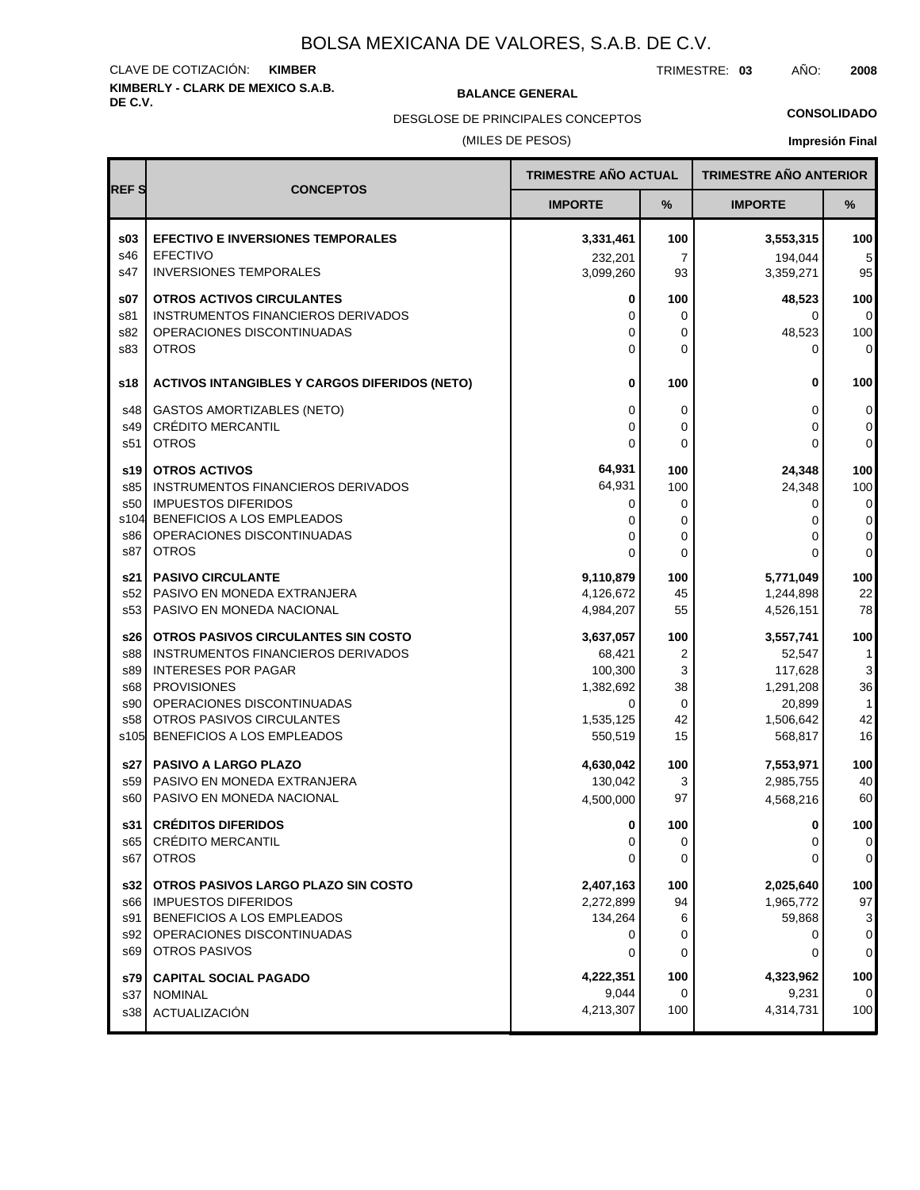# BOLSA MEXICANA DE VALORES, S.A.B. DE C.V.

CLAVE DE COTIZACIÓN: **KIMBER** TRIMESTRE: **03** AÑO: **2008**

**KIMBERLY - CLARK DE MEXICO S.A.B. DE C.V.**

**BALANCE GENERAL**

DESGLOSE DE PRINCIPALES CONCEPTOS

(MILES DE PESOS)

**CONSOLIDADO**

**Impresión Final**

| REF S | CONCEPTOS | TRIMESTRE AÑO ACTUAL | | TRIMESTRE AÑO ANTERIOR | |
|---|---|---|---|---|---|
| | | IMPORTE | % | IMPORTE | % |
| **s03** | **EFECTIVO E INVERSIONES TEMPORALES** | **3,331,461** | **100** | **3,553,315** | **100** |
| s46 | EFECTIVO | 232,201 | 7 | 194,044 | 5 |
| s47 | INVERSIONES TEMPORALES | 3,099,260 | 93 | 3,359,271 | 95 |
| **s07** | **OTROS ACTIVOS CIRCULANTES** | **0** | **100** | **48,523** | **100** |
| s81 | INSTRUMENTOS FINANCIEROS DERIVADOS | 0 | 0 | 0 | 0 |
| s82 | OPERACIONES DISCONTINUADAS | 0 | 0 | 48,523 | 100 |
| s83 | OTROS | 0 | 0 | 0 | 0 |
| **s18** | **ACTIVOS INTANGIBLES Y CARGOS DIFERIDOS (NETO)** | **0** | **100** | **0** | **100** |
| s48 | GASTOS AMORTIZABLES (NETO) | 0 | 0 | 0 | 0 |
| s49 | CRÉDITO MERCANTIL | 0 | 0 | 0 | 0 |
| s51 | OTROS | 0 | 0 | 0 | 0 |
| **s19** | **OTROS ACTIVOS** | **64,931** | **100** | **24,348** | **100** |
| s85 | INSTRUMENTOS FINANCIEROS DERIVADOS | 64,931 | 100 | 24,348 | 100 |
| s50 | IMPUESTOS DIFERIDOS | 0 | 0 | 0 | 0 |
| s104 | BENEFICIOS A LOS EMPLEADOS | 0 | 0 | 0 | 0 |
| s86 | OPERACIONES DISCONTINUADAS | 0 | 0 | 0 | 0 |
| s87 | OTROS | 0 | 0 | 0 | 0 |
| **s21** | **PASIVO CIRCULANTE** | **9,110,879** | **100** | **5,771,049** | **100** |
| s52 | PASIVO EN MONEDA EXTRANJERA | 4,126,672 | 45 | 1,244,898 | 22 |
| s53 | PASIVO EN MONEDA NACIONAL | 4,984,207 | 55 | 4,526,151 | 78 |
| **s26** | **OTROS PASIVOS CIRCULANTES SIN COSTO** | **3,637,057** | **100** | **3,557,741** | **100** |
| s88 | INSTRUMENTOS FINANCIEROS DERIVADOS | 68,421 | 2 | 52,547 | 1 |
| s89 | INTERESES POR PAGAR | 100,300 | 3 | 117,628 | 3 |
| s68 | PROVISIONES | 1,382,692 | 38 | 1,291,208 | 36 |
| s90 | OPERACIONES DISCONTINUADAS | 0 | 0 | 20,899 | 1 |
| s58 | OTROS PASIVOS CIRCULANTES | 1,535,125 | 42 | 1,506,642 | 42 |
| s105 | BENEFICIOS A LOS EMPLEADOS | 550,519 | 15 | 568,817 | 16 |
| **s27** | **PASIVO A LARGO PLAZO** | **4,630,042** | **100** | **7,553,971** | **100** |
| s59 | PASIVO EN MONEDA EXTRANJERA | 130,042 | 3 | 2,985,755 | 40 |
| s60 | PASIVO EN MONEDA NACIONAL | 4,500,000 | 97 | 4,568,216 | 60 |
| **s31** | **CRÉDITOS DIFERIDOS** | **0** | **100** | **0** | **100** |
| s65 | CRÉDITO MERCANTIL | 0 | 0 | 0 | 0 |
| s67 | OTROS | 0 | 0 | 0 | 0 |
| **s32** | **OTROS PASIVOS LARGO PLAZO SIN COSTO** | **2,407,163** | **100** | **2,025,640** | **100** |
| s66 | IMPUESTOS DIFERIDOS | 2,272,899 | 94 | 1,965,772 | 97 |
| s91 | BENEFICIOS A LOS EMPLEADOS | 134,264 | 6 | 59,868 | 3 |
| s92 | OPERACIONES DISCONTINUADAS | 0 | 0 | 0 | 0 |
| s69 | OTROS PASIVOS | 0 | 0 | 0 | 0 |
| **s79** | **CAPITAL SOCIAL PAGADO** | **4,222,351** | **100** | **4,323,962** | **100** |
| s37 | NOMINAL | 9,044 | 0 | 9,231 | 0 |
| s38 | ACTUALIZACIÓN | 4,213,307 | 100 | 4,314,731 | 100 |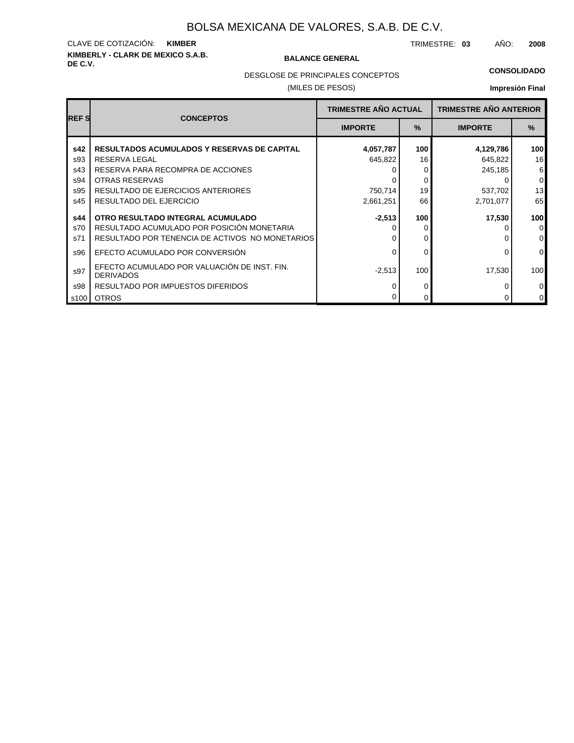# BOLSA MEXICANA DE VALORES, S.A.B. DE C.V.

CLAVE DE COTIZACIÓN: **KIMBER**

TRIMESTRE: **03** AÑO: **2008**

**KIMBERLY - CLARK DE MEXICO S.A.B. DE C.V.**

**BALANCE GENERAL**

DESGLOSE DE PRINCIPALES CONCEPTOS

(MILES DE PESOS)

**CONSOLIDADO**

**Impresión Final**

| REF S | CONCEPTOS | TRIMESTRE AÑO ACTUAL | | TRIMESTRE AÑO ANTERIOR | |
|---|---|---|---|---|---|
| | | IMPORTE | % | IMPORTE | % |
| **s42** | **RESULTADOS ACUMULADOS Y RESERVAS DE CAPITAL** | **4,057,787** | **100** | **4,129,786** | **100** |
| s93 | RESERVA LEGAL | 645,822 | 16 | 645,822 | 16 |
| s43 | RESERVA PARA RECOMPRA DE ACCIONES | 0 | 0 | 245,185 | 6 |
| s94 | OTRAS RESERVAS | 0 | 0 | 0 | 0 |
| s95 | RESULTADO DE EJERCICIOS ANTERIORES | 750,714 | 19 | 537,702 | 13 |
| s45 | RESULTADO DEL EJERCICIO | 2,661,251 | 66 | 2,701,077 | 65 |
| **s44** | **OTRO RESULTADO INTEGRAL ACUMULADO** | **-2,513** | **100** | **17,530** | **100** |
| s70 | RESULTADO ACUMULADO POR POSICIÓN MONETARIA | 0 | 0 | 0 | 0 |
| s71 | RESULTADO POR TENENCIA DE ACTIVOS NO MONETARIOS | 0 | 0 | 0 | 0 |
| s96 | EFECTO ACUMULADO POR CONVERSIÓN | 0 | 0 | 0 | 0 |
| s97 | EFECTO ACUMULADO POR VALUACIÓN DE INST. FIN. DERIVADOS | -2,513 | 100 | 17,530 | 100 |
| s98 | RESULTADO POR IMPUESTOS DIFERIDOS | 0 | 0 | 0 | 0 |
| s100 | OTROS | 0 | 0 | 0 | 0 |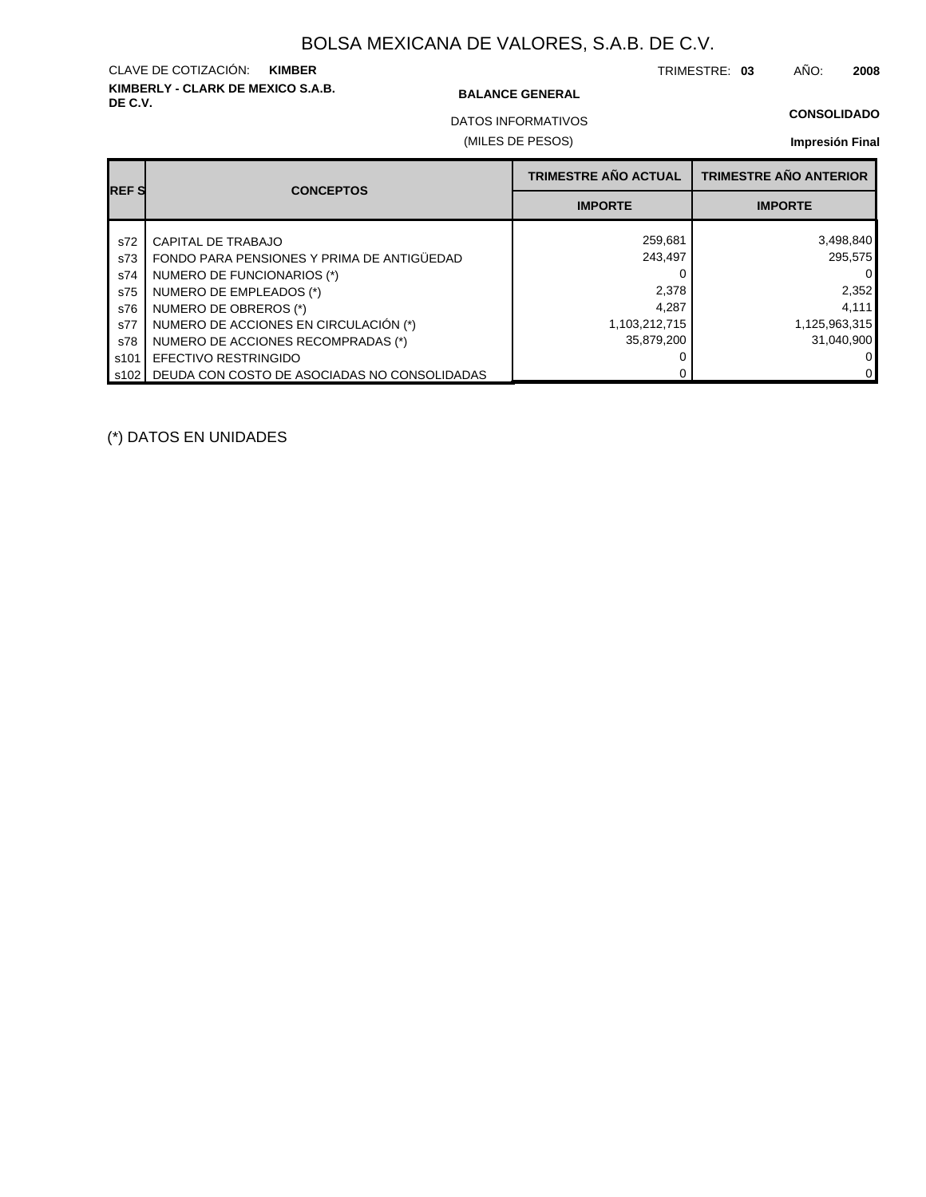# BOLSA MEXICANA DE VALORES, S.A.B. DE C.V.

CLAVE DE COTIZACIÓN: **KIMBER**

TRIMESTRE: **03** AÑO: **2008**

**KIMBERLY - CLARK DE MEXICO S.A.B. DE C.V.**

**BALANCE GENERAL**

DATOS INFORMATIVOS

(MILES DE PESOS)

**CONSOLIDADO**

**Impresión Final**

| REF S | CONCEPTOS | TRIMESTRE AÑO ACTUAL | TRIMESTRE AÑO ANTERIOR |
|---|---|---|---|
| | | IMPORTE | IMPORTE |
| s72 | CAPITAL DE TRABAJO | 259,681 | 3,498,840 |
| s73 | FONDO PARA PENSIONES Y PRIMA DE ANTIGÜEDAD | 243,497 | 295,575 |
| s74 | NUMERO DE FUNCIONARIOS (*) | 0 | 0 |
| s75 | NUMERO DE EMPLEADOS (*) | 2,378 | 2,352 |
| s76 | NUMERO DE OBREROS (*) | 4,287 | 4,111 |
| s77 | NUMERO DE ACCIONES EN CIRCULACIÓN (*) | 1,103,212,715 | 1,125,963,315 |
| s78 | NUMERO DE ACCIONES RECOMPRADAS (*) | 35,879,200 | 31,040,900 |
| s101 | EFECTIVO RESTRINGIDO | 0 | 0 |
| s102 | DEUDA CON COSTO DE ASOCIADAS NO CONSOLIDADAS | 0 | 0 |

(*) DATOS EN UNIDADES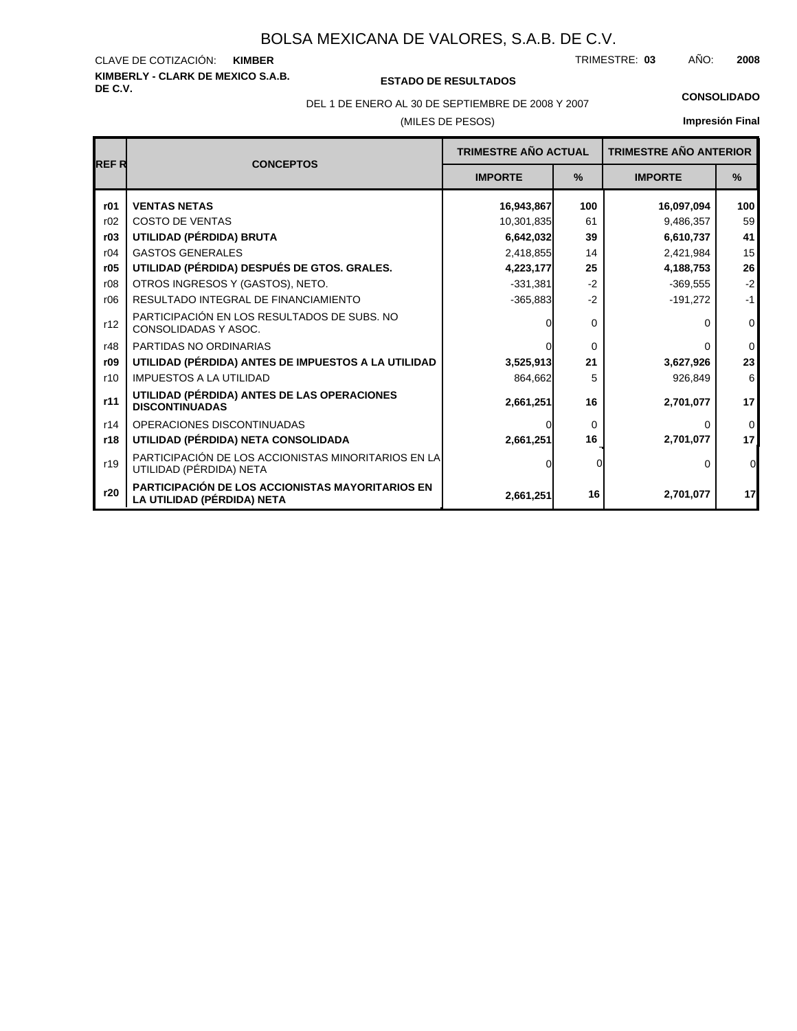# BOLSA MEXICANA DE VALORES, S.A.B. DE C.V.

CLAVE DE COTIZACIÓN: **KIMBER**

TRIMESTRE: **03** AÑO: **2008**

**KIMBERLY - CLARK DE MEXICO S.A.B. DE C.V.**

**ESTADO DE RESULTADOS**

DEL 1 DE ENERO AL 30 DE SEPTIEMBRE DE 2008 Y 2007

(MILES DE PESOS)

**CONSOLIDADO**

**Impresión Final**

| REF R | CONCEPTOS | TRIMESTRE AÑO ACTUAL | | TRIMESTRE AÑO ANTERIOR | |
|---|---|---|---|---|---|
| | | IMPORTE | % | IMPORTE | % |
| **r01** | **VENTAS NETAS** | **16,943,867** | **100** | **16,097,094** | **100** |
| r02 | COSTO DE VENTAS | 10,301,835 | 61 | 9,486,357 | 59 |
| **r03** | **UTILIDAD (PÉRDIDA) BRUTA** | **6,642,032** | **39** | **6,610,737** | **41** |
| r04 | GASTOS GENERALES | 2,418,855 | 14 | 2,421,984 | 15 |
| **r05** | **UTILIDAD (PÉRDIDA) DESPUÉS DE GTOS. GRALES.** | **4,223,177** | **25** | **4,188,753** | **26** |
| r08 | OTROS INGRESOS Y (GASTOS), NETO. | -331,381 | -2 | -369,555 | -2 |
| r06 | RESULTADO INTEGRAL DE FINANCIAMIENTO | -365,883 | -2 | -191,272 | -1 |
| r12 | PARTICIPACIÓN EN LOS RESULTADOS DE SUBS. NO CONSOLIDADAS Y ASOC. | 0 | 0 | 0 | 0 |
| r48 | PARTIDAS NO ORDINARIAS | 0 | 0 | 0 | 0 |
| **r09** | **UTILIDAD (PÉRDIDA) ANTES DE IMPUESTOS A LA UTILIDAD** | **3,525,913** | **21** | **3,627,926** | **23** |
| r10 | IMPUESTOS A LA UTILIDAD | 864,662 | 5 | 926,849 | 6 |
| **r11** | **UTILIDAD (PÉRDIDA) ANTES DE LAS OPERACIONES DISCONTINUADAS** | **2,661,251** | **16** | **2,701,077** | **17** |
| r14 | OPERACIONES DISCONTINUADAS | 0 | 0 | 0 | 0 |
| **r18** | **UTILIDAD (PÉRDIDA) NETA CONSOLIDADA** | **2,661,251** | **16** | **2,701,077** | **17** |
| r19 | PARTICIPACIÓN DE LOS ACCIONISTAS MINORITARIOS EN LA UTILIDAD (PÉRDIDA) NETA | 0 | 0 | 0 | 0 |
| **r20** | **PARTICIPACIÓN DE LOS ACCIONISTAS MAYORITARIOS EN LA UTILIDAD (PÉRDIDA) NETA** | **2,661,251** | **16** | **2,701,077** | **17** |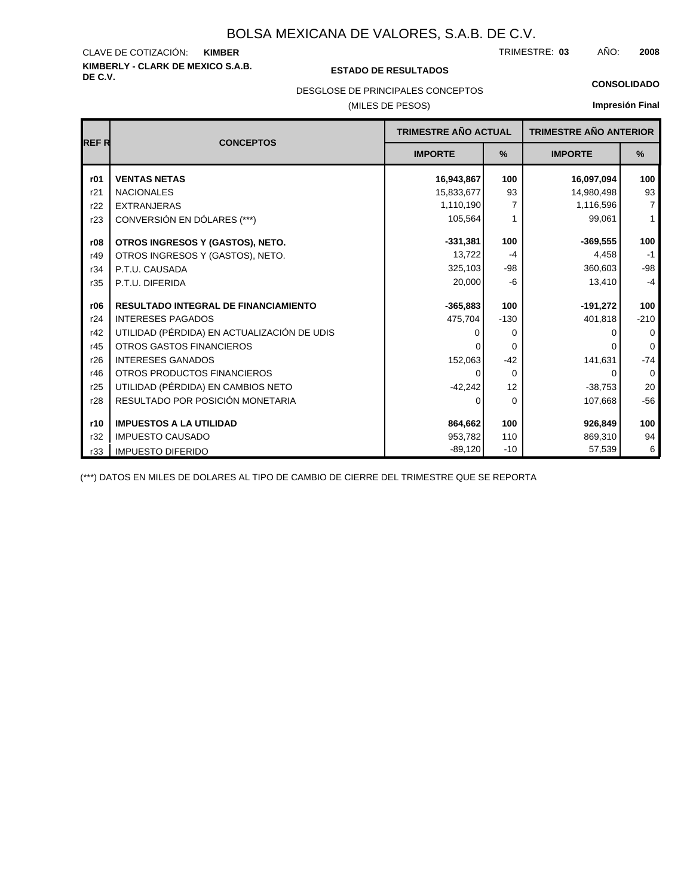# BOLSA MEXICANA DE VALORES, S.A.B. DE C.V.

CLAVE DE COTIZACIÓN: **KIMBER**

TRIMESTRE: **03** AÑO: **2008**

**KIMBERLY - CLARK DE MEXICO S.A.B. DE C.V.**

**ESTADO DE RESULTADOS**

**CONSOLIDADO**

DESGLOSE DE PRINCIPALES CONCEPTOS

(MILES DE PESOS)

**Impresión Final**

| REF R | CONCEPTOS | TRIMESTRE AÑO ACTUAL | | TRIMESTRE AÑO ANTERIOR | |
|---|---|---|---|---|---|
| | | IMPORTE | % | IMPORTE | % |
| **r01** | **VENTAS NETAS** | **16,943,867** | **100** | **16,097,094** | **100** |
| r21 | NACIONALES | 15,833,677 | 93 | 14,980,498 | 93 |
| r22 | EXTRANJERAS | 1,110,190 | 7 | 1,116,596 | 7 |
| r23 | CONVERSIÓN EN DÓLARES (***) | 105,564 | 1 | 99,061 | 1 |
| **r08** | **OTROS INGRESOS Y (GASTOS), NETO.** | **-331,381** | **100** | **-369,555** | **100** |
| r49 | OTROS INGRESOS Y (GASTOS), NETO. | 13,722 | -4 | 4,458 | -1 |
| r34 | P.T.U. CAUSADA | 325,103 | -98 | 360,603 | -98 |
| r35 | P.T.U. DIFERIDA | 20,000 | -6 | 13,410 | -4 |
| **r06** | **RESULTADO INTEGRAL DE FINANCIAMIENTO** | **-365,883** | **100** | **-191,272** | **100** |
| r24 | INTERESES PAGADOS | 475,704 | -130 | 401,818 | -210 |
| r42 | UTILIDAD (PÉRDIDA) EN ACTUALIZACIÓN DE UDIS | 0 | 0 | 0 | 0 |
| r45 | OTROS GASTOS FINANCIEROS | 0 | 0 | 0 | 0 |
| r26 | INTERESES GANADOS | 152,063 | -42 | 141,631 | -74 |
| r46 | OTROS PRODUCTOS FINANCIEROS | 0 | 0 | 0 | 0 |
| r25 | UTILIDAD (PÉRDIDA) EN CAMBIOS NETO | -42,242 | 12 | -38,753 | 20 |
| r28 | RESULTADO POR POSICIÓN MONETARIA | 0 | 0 | 107,668 | -56 |
| **r10** | **IMPUESTOS A LA UTILIDAD** | **864,662** | **100** | **926,849** | **100** |
| r32 | IMPUESTO CAUSADO | 953,782 | 110 | 869,310 | 94 |
| r33 | IMPUESTO DIFERIDO | -89,120 | -10 | 57,539 | 6 |

(***) DATOS EN MILES DE DOLARES AL TIPO DE CAMBIO DE CIERRE DEL TRIMESTRE QUE SE REPORTA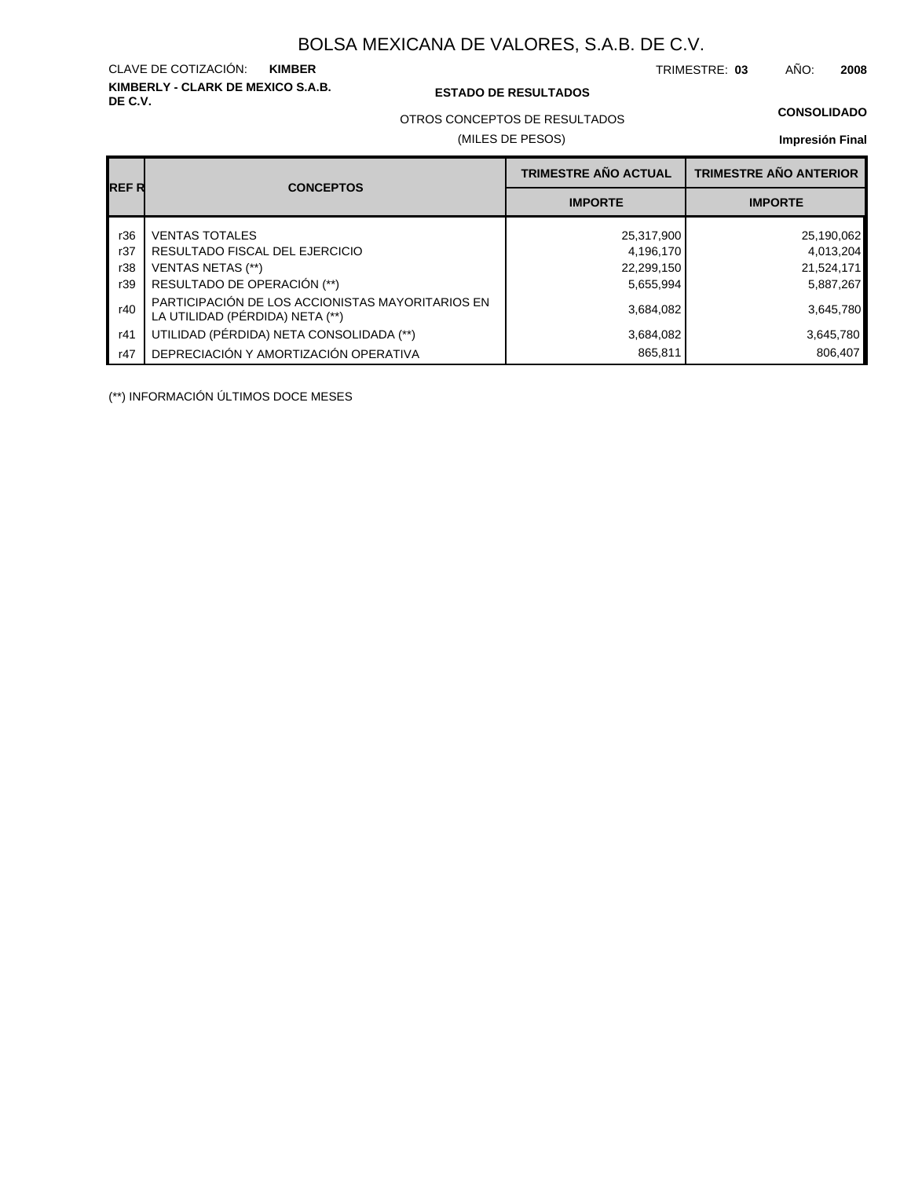# BOLSA MEXICANA DE VALORES, S.A.B. DE C.V.

CLAVE DE COTIZACIÓN: **KIMBER**

TRIMESTRE: **03** AÑO: **2008**

**KIMBERLY - CLARK DE MEXICO S.A.B. DE C.V.**

**ESTADO DE RESULTADOS**

OTROS CONCEPTOS DE RESULTADOS

(MILES DE PESOS)

**CONSOLIDADO**

**Impresión Final**

| REF R | CONCEPTOS | TRIMESTRE AÑO ACTUAL | TRIMESTRE AÑO ANTERIOR |
|---|---|---|---|
| | | IMPORTE | IMPORTE |
| r36 | VENTAS TOTALES | 25,317,900 | 25,190,062 |
| r37 | RESULTADO FISCAL DEL EJERCICIO | 4,196,170 | 4,013,204 |
| r38 | VENTAS NETAS (**) | 22,299,150 | 21,524,171 |
| r39 | RESULTADO DE OPERACIÓN (**) | 5,655,994 | 5,887,267 |
| r40 | PARTICIPACIÓN DE LOS ACCIONISTAS MAYORITARIOS EN LA UTILIDAD (PÉRDIDA) NETA (**) | 3,684,082 | 3,645,780 |
| r41 | UTILIDAD (PÉRDIDA) NETA CONSOLIDADA (**) | 3,684,082 | 3,645,780 |
| r47 | DEPRECIACIÓN Y AMORTIZACIÓN OPERATIVA | 865,811 | 806,407 |

(**) INFORMACIÓN ÚLTIMOS DOCE MESES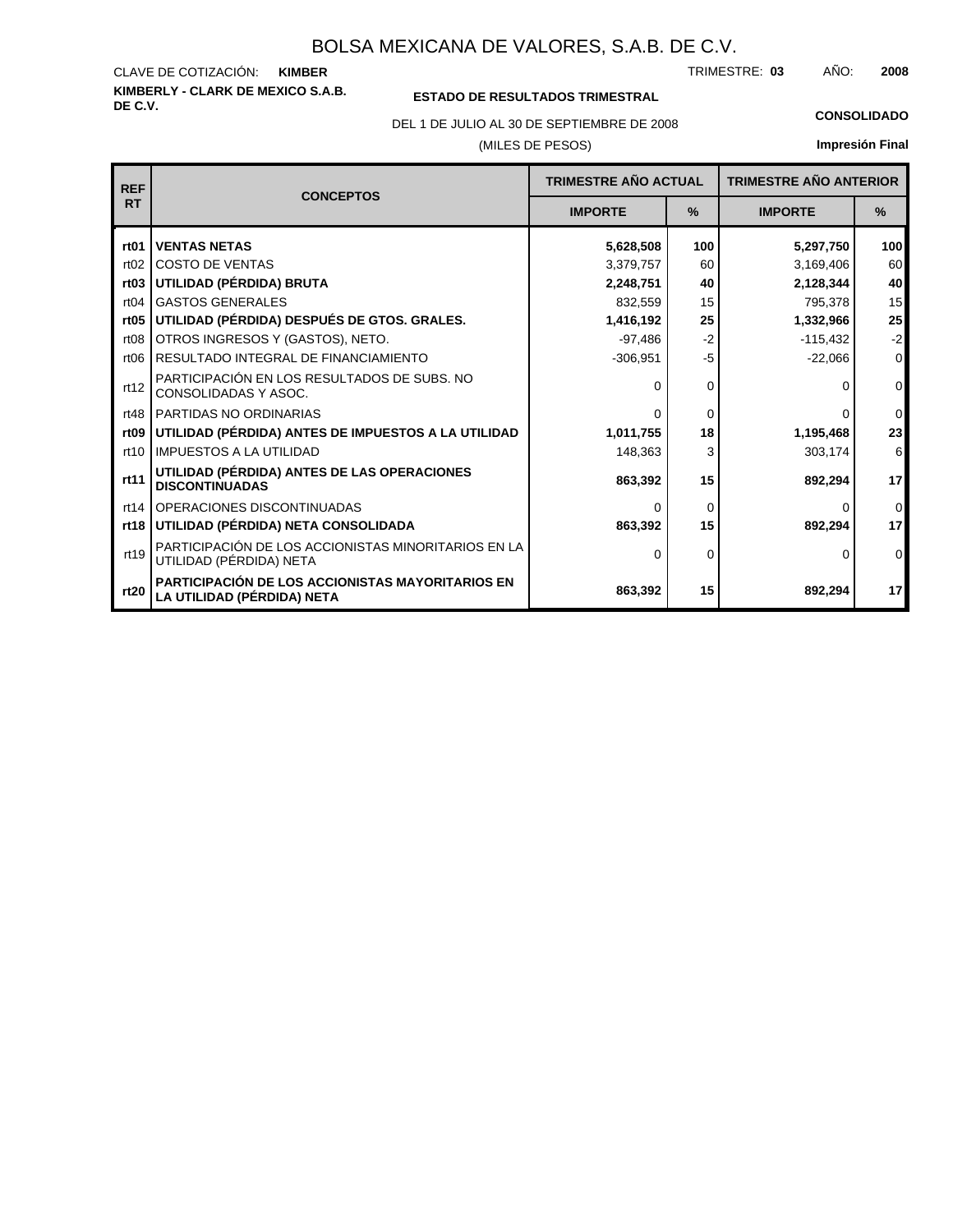# BOLSA MEXICANA DE VALORES, S.A.B. DE C.V.

CLAVE DE COTIZACIÓN: **KIMBER**

TRIMESTRE: **03** AÑO: **2008**

**KIMBERLY - CLARK DE MEXICO S.A.B. DE C.V.**

**ESTADO DE RESULTADOS TRIMESTRAL**

DEL 1 DE JULIO AL 30 DE SEPTIEMBRE DE 2008

(MILES DE PESOS)

**CONSOLIDADO**

**Impresión Final**

| REF RT | CONCEPTOS | TRIMESTRE AÑO ACTUAL | | TRIMESTRE AÑO ANTERIOR | |
|---|---|---|---|---|---|
| | | IMPORTE | % | IMPORTE | % |
| **rt01** | **VENTAS NETAS** | **5,628,508** | **100** | **5,297,750** | **100** |
| rt02 | COSTO DE VENTAS | 3,379,757 | 60 | 3,169,406 | 60 |
| **rt03** | **UTILIDAD (PÉRDIDA) BRUTA** | **2,248,751** | **40** | **2,128,344** | **40** |
| rt04 | GASTOS GENERALES | 832,559 | 15 | 795,378 | 15 |
| **rt05** | **UTILIDAD (PÉRDIDA) DESPUÉS DE GTOS. GRALES.** | **1,416,192** | **25** | **1,332,966** | **25** |
| rt08 | OTROS INGRESOS Y (GASTOS), NETO. | -97,486 | -2 | -115,432 | -2 |
| rt06 | RESULTADO INTEGRAL DE FINANCIAMIENTO | -306,951 | -5 | -22,066 | 0 |
| rt12 | PARTICIPACIÓN EN LOS RESULTADOS DE SUBS. NO CONSOLIDADAS Y ASOC. | 0 | 0 | 0 | 0 |
| rt48 | PARTIDAS NO ORDINARIAS | 0 | 0 | 0 | 0 |
| **rt09** | **UTILIDAD (PÉRDIDA) ANTES DE IMPUESTOS A LA UTILIDAD** | **1,011,755** | **18** | **1,195,468** | **23** |
| rt10 | IMPUESTOS A LA UTILIDAD | 148,363 | 3 | 303,174 | 6 |
| **rt11** | **UTILIDAD (PÉRDIDA) ANTES DE LAS OPERACIONES DISCONTINUADAS** | **863,392** | **15** | **892,294** | **17** |
| rt14 | OPERACIONES DISCONTINUADAS | 0 | 0 | 0 | 0 |
| **rt18** | **UTILIDAD (PÉRDIDA) NETA CONSOLIDADA** | **863,392** | **15** | **892,294** | **17** |
| rt19 | PARTICIPACIÓN DE LOS ACCIONISTAS MINORITARIOS EN LA UTILIDAD (PÉRDIDA) NETA | 0 | 0 | 0 | 0 |
| **rt20** | **PARTICIPACIÓN DE LOS ACCIONISTAS MAYORITARIOS EN LA UTILIDAD (PÉRDIDA) NETA** | **863,392** | **15** | **892,294** | **17** |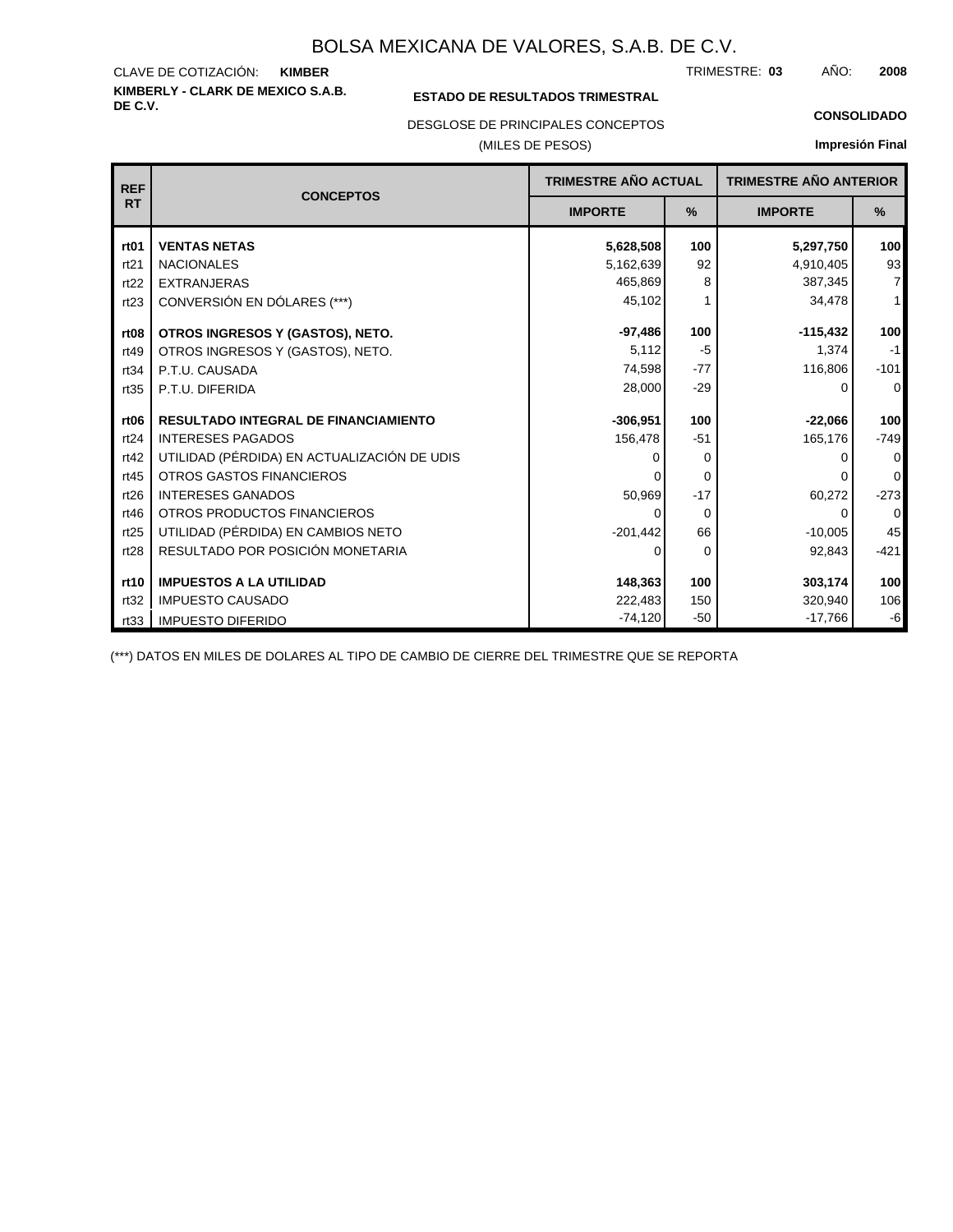# BOLSA MEXICANA DE VALORES, S.A.B. DE C.V.

CLAVE DE COTIZACIÓN: **KIMBER**

TRIMESTRE: **03** AÑO: **2008**

**KIMBERLY - CLARK DE MEXICO S.A.B. DE C.V.**

**ESTADO DE RESULTADOS TRIMESTRAL**

**CONSOLIDADO**

DESGLOSE DE PRINCIPALES CONCEPTOS

(MILES DE PESOS)

**Impresión Final**

| REF RT | CONCEPTOS | TRIMESTRE AÑO ACTUAL | | TRIMESTRE AÑO ANTERIOR | |
|---|---|---|---|---|---|
| | | IMPORTE | % | IMPORTE | % |
| **rt01** | **VENTAS NETAS** | **5,628,508** | **100** | **5,297,750** | **100** |
| rt21 | NACIONALES | 5,162,639 | 92 | 4,910,405 | 93 |
| rt22 | EXTRANJERAS | 465,869 | 8 | 387,345 | 7 |
| rt23 | CONVERSIÓN EN DÓLARES (***) | 45,102 | 1 | 34,478 | 1 |
| **rt08** | **OTROS INGRESOS Y (GASTOS), NETO.** | **-97,486** | **100** | **-115,432** | **100** |
| rt49 | OTROS INGRESOS Y (GASTOS), NETO. | 5,112 | -5 | 1,374 | -1 |
| rt34 | P.T.U. CAUSADA | 74,598 | -77 | 116,806 | -101 |
| rt35 | P.T.U. DIFERIDA | 28,000 | -29 | 0 | 0 |
| **rt06** | **RESULTADO INTEGRAL DE FINANCIAMIENTO** | **-306,951** | **100** | **-22,066** | **100** |
| rt24 | INTERESES PAGADOS | 156,478 | -51 | 165,176 | -749 |
| rt42 | UTILIDAD (PÉRDIDA) EN ACTUALIZACIÓN DE UDIS | 0 | 0 | 0 | 0 |
| rt45 | OTROS GASTOS FINANCIEROS | 0 | 0 | 0 | 0 |
| rt26 | INTERESES GANADOS | 50,969 | -17 | 60,272 | -273 |
| rt46 | OTROS PRODUCTOS FINANCIEROS | 0 | 0 | 0 | 0 |
| rt25 | UTILIDAD (PÉRDIDA) EN CAMBIOS NETO | -201,442 | 66 | -10,005 | 45 |
| rt28 | RESULTADO POR POSICIÓN MONETARIA | 0 | 0 | 92,843 | -421 |
| **rt10** | **IMPUESTOS A LA UTILIDAD** | **148,363** | **100** | **303,174** | **100** |
| rt32 | IMPUESTO CAUSADO | 222,483 | 150 | 320,940 | 106 |
| rt33 | IMPUESTO DIFERIDO | -74,120 | -50 | -17,766 | -6 |

(***) DATOS EN MILES DE DOLARES AL TIPO DE CAMBIO DE CIERRE DEL TRIMESTRE QUE SE REPORTA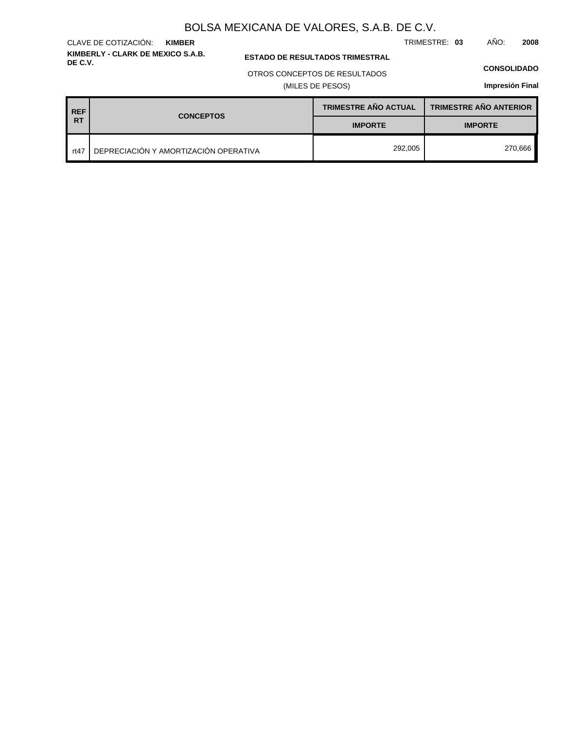# BOLSA MEXICANA DE VALORES, S.A.B. DE C.V.

CLAVE DE COTIZACIÓN: **KIMBER**

TRIMESTRE: **03** AÑO: **2008**

**KIMBERLY - CLARK DE MEXICO S.A.B. DE C.V.**

**ESTADO DE RESULTADOS TRIMESTRAL**

OTROS CONCEPTOS DE RESULTADOS

(MILES DE PESOS)

**CONSOLIDADO**

**Impresión Final**

| REF RT | CONCEPTOS | TRIMESTRE AÑO ACTUAL | TRIMESTRE AÑO ANTERIOR |
|---|---|---|---|
| | | IMPORTE | IMPORTE |
| rt47 | DEPRECIACIÓN Y AMORTIZACIÓN OPERATIVA | 292,005 | 270,666 |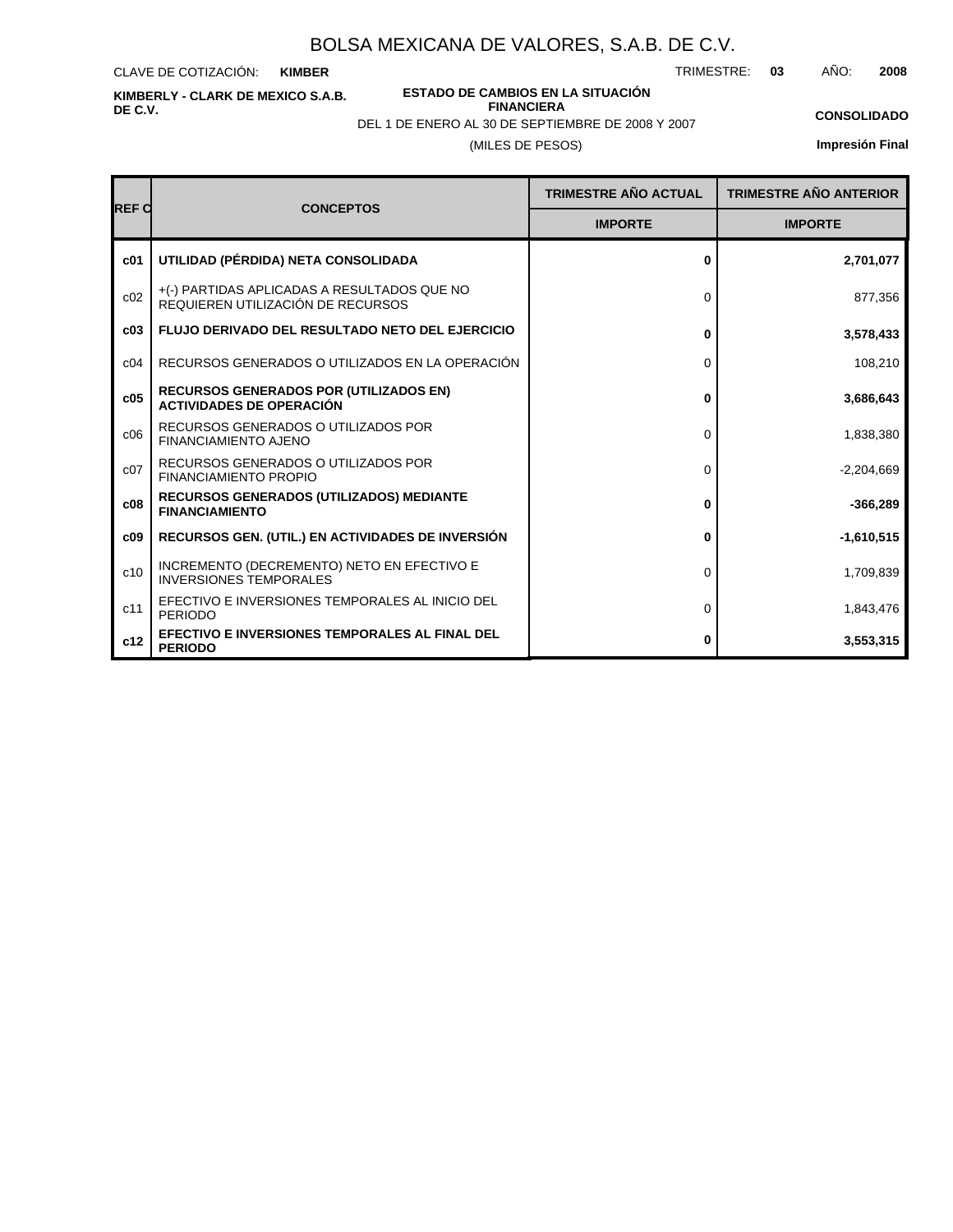# BOLSA MEXICANA DE VALORES, S.A.B. DE C.V.

CLAVE DE COTIZACIÓN: **KIMBER**

TRIMESTRE: **03** AÑO: **2008**

**KIMBERLY - CLARK DE MEXICO S.A.B. DE C.V.**

**ESTADO DE CAMBIOS EN LA SITUACIÓN FINANCIERA**

DEL 1 DE ENERO AL 30 DE SEPTIEMBRE DE 2008 Y 2007

(MILES DE PESOS)

**CONSOLIDADO**

**Impresión Final**

| REF C | CONCEPTOS | TRIMESTRE AÑO ACTUAL | TRIMESTRE AÑO ANTERIOR |
|---|---|---|---|
| | | IMPORTE | IMPORTE |
| **c01** | **UTILIDAD (PÉRDIDA) NETA CONSOLIDADA** | **0** | **2,701,077** |
| c02 | +(-) PARTIDAS APLICADAS A RESULTADOS QUE NO REQUIEREN UTILIZACIÓN DE RECURSOS | 0 | 877,356 |
| **c03** | **FLUJO DERIVADO DEL RESULTADO NETO DEL EJERCICIO** | **0** | **3,578,433** |
| c04 | RECURSOS GENERADOS O UTILIZADOS EN LA OPERACIÓN | 0 | 108,210 |
| **c05** | **RECURSOS GENERADOS POR (UTILIZADOS EN) ACTIVIDADES DE OPERACIÓN** | **0** | **3,686,643** |
| c06 | RECURSOS GENERADOS O UTILIZADOS POR FINANCIAMIENTO AJENO | 0 | 1,838,380 |
| c07 | RECURSOS GENERADOS O UTILIZADOS POR FINANCIAMIENTO PROPIO | 0 | -2,204,669 |
| **c08** | **RECURSOS GENERADOS (UTILIZADOS) MEDIANTE FINANCIAMIENTO** | **0** | **-366,289** |
| **c09** | **RECURSOS GEN. (UTIL.) EN ACTIVIDADES DE INVERSIÓN** | **0** | **-1,610,515** |
| c10 | INCREMENTO (DECREMENTO) NETO EN EFECTIVO E INVERSIONES TEMPORALES | 0 | 1,709,839 |
| c11 | EFECTIVO E INVERSIONES TEMPORALES AL INICIO DEL PERIODO | 0 | 1,843,476 |
| **c12** | **EFECTIVO E INVERSIONES TEMPORALES AL FINAL DEL PERIODO** | **0** | **3,553,315** |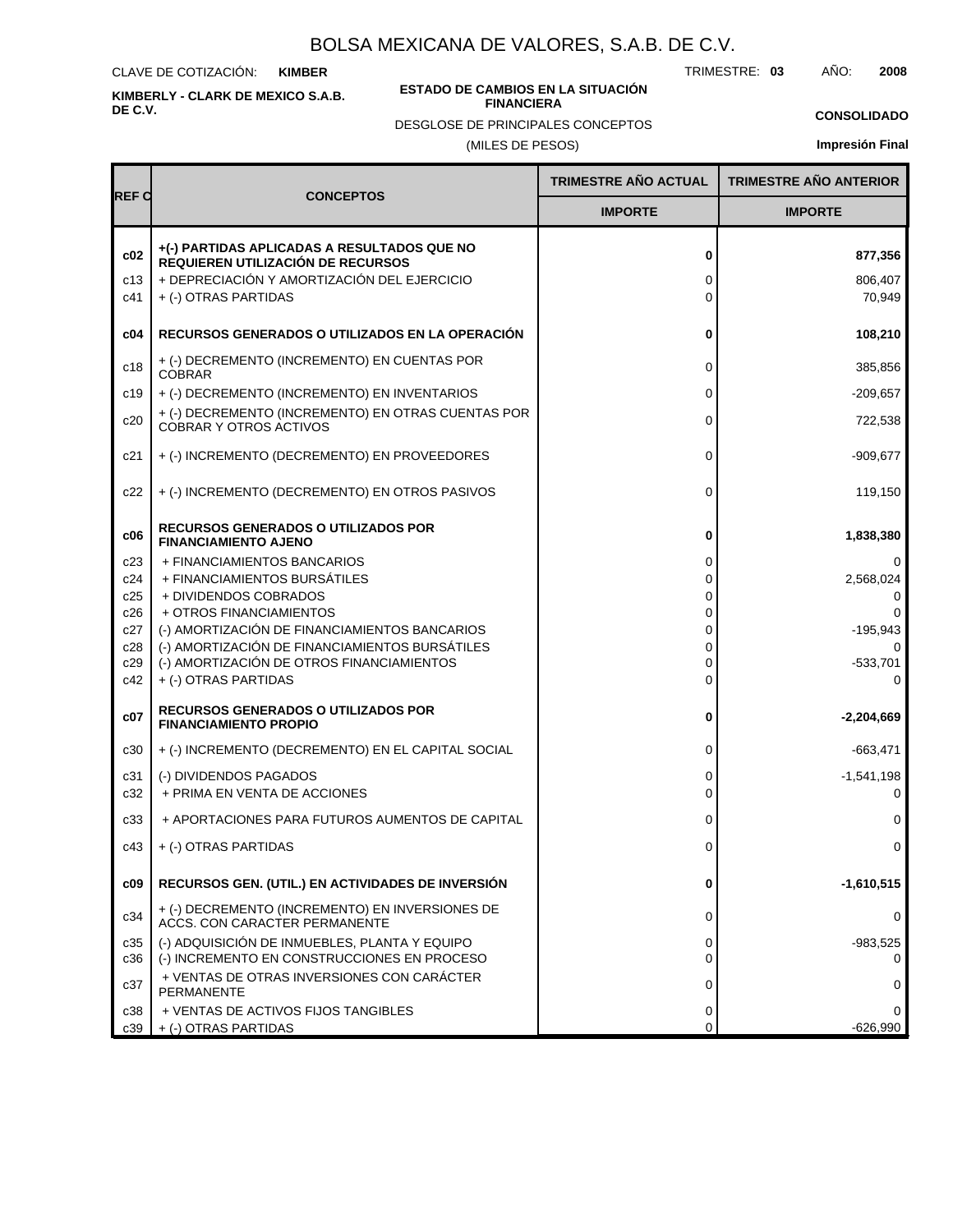# BOLSA MEXICANA DE VALORES, S.A.B. DE C.V.

CLAVE DE COTIZACIÓN: **KIMBER**

TRIMESTRE: **03** AÑO: **2008**

**KIMBERLY - CLARK DE MEXICO S.A.B. DE C.V.**

**ESTADO DE CAMBIOS EN LA SITUACIÓN FINANCIERA**

DESGLOSE DE PRINCIPALES CONCEPTOS

(MILES DE PESOS)

**CONSOLIDADO**

**Impresión Final**

| REF C | CONCEPTOS | TRIMESTRE AÑO ACTUAL | TRIMESTRE AÑO ANTERIOR |
|---|---|---|---|
| | | IMPORTE | IMPORTE |
| **c02** | **+(-) PARTIDAS APLICADAS A RESULTADOS QUE NO REQUIEREN UTILIZACIÓN DE RECURSOS** | **0** | **877,356** |
| c13 | + DEPRECIACIÓN Y AMORTIZACIÓN DEL EJERCICIO | 0 | 806,407 |
| c41 | + (-) OTRAS PARTIDAS | 0 | 70,949 |
| **c04** | **RECURSOS GENERADOS O UTILIZADOS EN LA OPERACIÓN** | **0** | **108,210** |
| c18 | + (-) DECREMENTO (INCREMENTO) EN CUENTAS POR COBRAR | 0 | 385,856 |
| c19 | + (-) DECREMENTO (INCREMENTO) EN INVENTARIOS | 0 | -209,657 |
| c20 | + (-) DECREMENTO (INCREMENTO) EN OTRAS CUENTAS POR COBRAR Y OTROS ACTIVOS | 0 | 722,538 |
| c21 | + (-) INCREMENTO (DECREMENTO) EN PROVEEDORES | 0 | -909,677 |
| c22 | + (-) INCREMENTO (DECREMENTO) EN OTROS PASIVOS | 0 | 119,150 |
| **c06** | **RECURSOS GENERADOS O UTILIZADOS POR FINANCIAMIENTO AJENO** | **0** | **1,838,380** |
| c23 | + FINANCIAMIENTOS BANCARIOS | 0 | 0 |
| c24 | + FINANCIAMIENTOS BURSÁTILES | 0 | 2,568,024 |
| c25 | + DIVIDENDOS COBRADOS | 0 | 0 |
| c26 | + OTROS FINANCIAMIENTOS | 0 | 0 |
| c27 | (-) AMORTIZACIÓN DE FINANCIAMIENTOS BANCARIOS | 0 | -195,943 |
| c28 | (-) AMORTIZACIÓN DE FINANCIAMIENTOS BURSÁTILES | 0 | 0 |
| c29 | (-) AMORTIZACIÓN DE OTROS FINANCIAMIENTOS | 0 | -533,701 |
| c42 | + (-) OTRAS PARTIDAS | 0 | 0 |
| **c07** | **RECURSOS GENERADOS O UTILIZADOS POR FINANCIAMIENTO PROPIO** | **0** | **-2,204,669** |
| c30 | + (-) INCREMENTO (DECREMENTO) EN EL CAPITAL SOCIAL | 0 | -663,471 |
| c31 | (-) DIVIDENDOS PAGADOS | 0 | -1,541,198 |
| c32 | + PRIMA EN VENTA DE ACCIONES | 0 | 0 |
| c33 | + APORTACIONES PARA FUTUROS AUMENTOS DE CAPITAL | 0 | 0 |
| c43 | + (-) OTRAS PARTIDAS | 0 | 0 |
| **c09** | **RECURSOS GEN. (UTIL.) EN ACTIVIDADES DE INVERSIÓN** | **0** | **-1,610,515** |
| c34 | + (-) DECREMENTO (INCREMENTO) EN INVERSIONES DE ACCS. CON CARACTER PERMANENTE | 0 | 0 |
| c35 | (-) ADQUISICIÓN DE INMUEBLES, PLANTA Y EQUIPO | 0 | -983,525 |
| c36 | (-) INCREMENTO EN CONSTRUCCIONES EN PROCESO | 0 | 0 |
| c37 | + VENTAS DE OTRAS INVERSIONES CON CARÁCTER PERMANENTE | 0 | 0 |
| c38 | + VENTAS DE ACTIVOS FIJOS TANGIBLES | 0 | 0 |
| c39 | + (-) OTRAS PARTIDAS | 0 | -626,990 |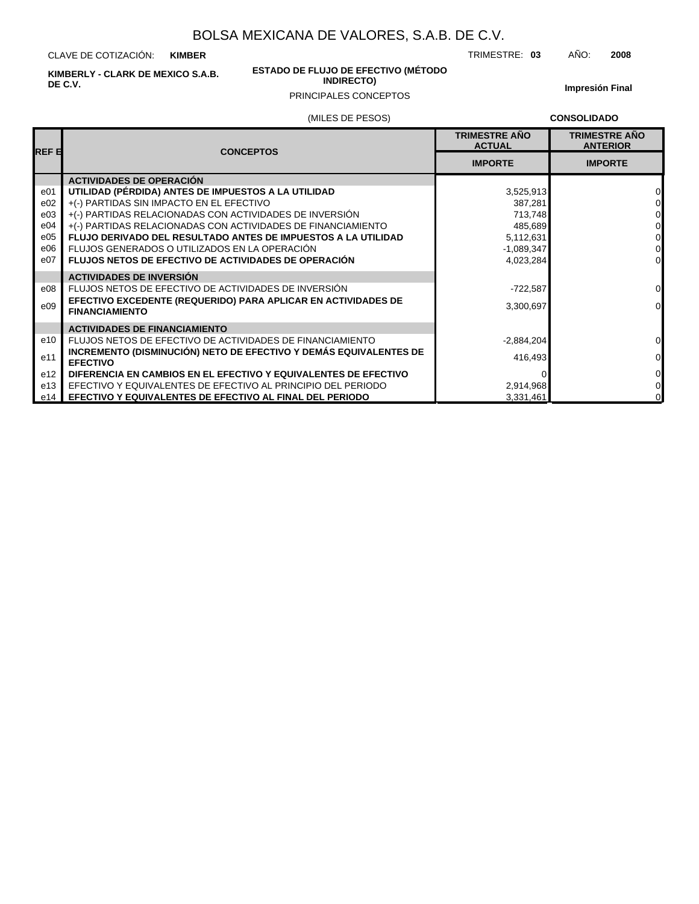# BOLSA MEXICANA DE VALORES, S.A.B. DE C.V.

CLAVE DE COTIZACIÓN: **KIMBER** TRIMESTRE: **03** AÑO: **2008**

**KIMBERLY - CLARK DE MEXICO S.A.B. DE C.V.**

**ESTADO DE FLUJO DE EFECTIVO (MÉTODO INDIRECTO)**

PRINCIPALES CONCEPTOS

**Impresión Final**

(MILES DE PESOS) **CONSOLIDADO**

| REF E | CONCEPTOS | TRIMESTRE AÑO ACTUAL | TRIMESTRE AÑO ANTERIOR |
|---|---|---|---|
| | | IMPORTE | IMPORTE |
| | **ACTIVIDADES DE OPERACIÓN** | | |
| e01 | **UTILIDAD (PÉRDIDA) ANTES DE IMPUESTOS A LA UTILIDAD** | 3,525,913 | 0 |
| e02 | +(-) PARTIDAS SIN IMPACTO EN EL EFECTIVO | 387,281 | 0 |
| e03 | +(-) PARTIDAS RELACIONADAS CON ACTIVIDADES DE INVERSIÓN | 713,748 | 0 |
| e04 | +(-) PARTIDAS RELACIONADAS CON ACTIVIDADES DE FINANCIAMIENTO | 485,689 | 0 |
| e05 | **FLUJO DERIVADO DEL RESULTADO ANTES DE IMPUESTOS A LA UTILIDAD** | 5,112,631 | 0 |
| e06 | FLUJOS GENERADOS O UTILIZADOS EN LA OPERACIÓN | -1,089,347 | 0 |
| e07 | **FLUJOS NETOS DE EFECTIVO DE ACTIVIDADES DE OPERACIÓN** | 4,023,284 | 0 |
| | **ACTIVIDADES DE INVERSIÓN** | | |
| e08 | FLUJOS NETOS DE EFECTIVO DE ACTIVIDADES DE INVERSIÓN | -722,587 | 0 |
| e09 | **EFECTIVO EXCEDENTE (REQUERIDO) PARA APLICAR EN ACTIVIDADES DE FINANCIAMIENTO** | 3,300,697 | 0 |
| | **ACTIVIDADES DE FINANCIAMIENTO** | | |
| e10 | FLUJOS NETOS DE EFECTIVO DE ACTIVIDADES DE FINANCIAMIENTO | -2,884,204 | 0 |
| e11 | **INCREMENTO (DISMINUCIÓN) NETO DE EFECTIVO Y DEMÁS EQUIVALENTES DE EFECTIVO** | 416,493 | 0 |
| e12 | **DIFERENCIA EN CAMBIOS EN EL EFECTIVO Y EQUIVALENTES DE EFECTIVO** | 0 | 0 |
| e13 | EFECTIVO Y EQUIVALENTES DE EFECTIVO AL PRINCIPIO DEL PERIODO | 2,914,968 | 0 |
| e14 | **EFECTIVO Y EQUIVALENTES DE EFECTIVO AL FINAL DEL PERIODO** | 3,331,461 | 0 |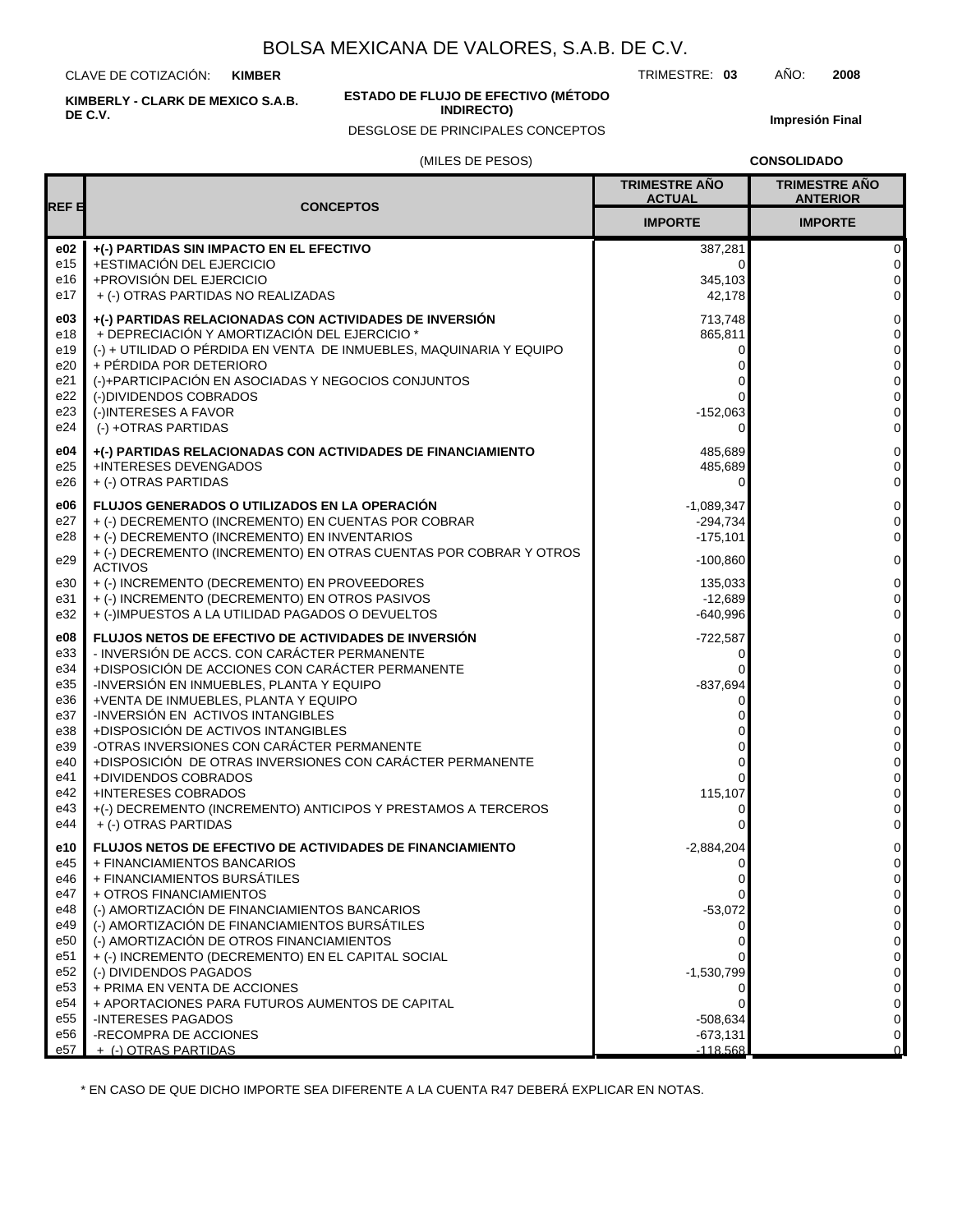# BOLSA MEXICANA DE VALORES, S.A.B. DE C.V.

CLAVE DE COTIZACIÓN: **KIMBER** TRIMESTRE: **03** AÑO: **2008**

**KIMBERLY - CLARK DE MEXICO S.A.B. DE C.V.**

**ESTADO DE FLUJO DE EFECTIVO (MÉTODO INDIRECTO)**

DESGLOSE DE PRINCIPALES CONCEPTOS

**Impresión Final**

(MILES DE PESOS) **CONSOLIDADO**

| REF E | CONCEPTOS | TRIMESTRE AÑO ACTUAL IMPORTE | TRIMESTRE AÑO ANTERIOR IMPORTE |
|---|---|---|---|
| **e02** | **+(-) PARTIDAS SIN IMPACTO EN EL EFECTIVO** | 387,281 | 0 |
| e15 | +ESTIMACIÓN DEL EJERCICIO | 0 | 0 |
| e16 | +PROVISIÓN DEL EJERCICIO | 345,103 | 0 |
| e17 | + (-) OTRAS PARTIDAS NO REALIZADAS | 42,178 | 0 |
| **e03** | **+(-) PARTIDAS RELACIONADAS CON ACTIVIDADES DE INVERSIÓN** | 713,748 | 0 |
| e18 | + DEPRECIACIÓN Y AMORTIZACIÓN DEL EJERCICIO * | 865,811 | 0 |
| e19 | (-) + UTILIDAD O PÉRDIDA EN VENTA DE INMUEBLES, MAQUINARIA Y EQUIPO | 0 | 0 |
| e20 | + PÉRDIDA POR DETERIORO | 0 | 0 |
| e21 | (-)+PARTICIPACIÓN EN ASOCIADAS Y NEGOCIOS CONJUNTOS | 0 | 0 |
| e22 | (-)DIVIDENDOS COBRADOS | 0 | 0 |
| e23 | (-)INTERESES A FAVOR | -152,063 | 0 |
| e24 | (-) +OTRAS PARTIDAS | 0 | 0 |
| **e04** | **+(-) PARTIDAS RELACIONADAS CON ACTIVIDADES DE FINANCIAMIENTO** | 485,689 | 0 |
| e25 | +INTERESES DEVENGADOS | 485,689 | 0 |
| e26 | + (-) OTRAS PARTIDAS | 0 | 0 |
| **e06** | **FLUJOS GENERADOS O UTILIZADOS EN LA OPERACIÓN** | -1,089,347 | 0 |
| e27 | + (-) DECREMENTO (INCREMENTO) EN CUENTAS POR COBRAR | -294,734 | 0 |
| e28 | + (-) DECREMENTO (INCREMENTO) EN INVENTARIOS | -175,101 | 0 |
| e29 | + (-) DECREMENTO (INCREMENTO) EN OTRAS CUENTAS POR COBRAR Y OTROS ACTIVOS | -100,860 | 0 |
| e30 | + (-) INCREMENTO (DECREMENTO) EN PROVEEDORES | 135,033 | 0 |
| e31 | + (-) INCREMENTO (DECREMENTO) EN OTROS PASIVOS | -12,689 | 0 |
| e32 | + (-)IMPUESTOS A LA UTILIDAD PAGADOS O DEVUELTOS | -640,996 | 0 |
| **e08** | **FLUJOS NETOS DE EFECTIVO DE ACTIVIDADES DE INVERSIÓN** | -722,587 | 0 |
| e33 | - INVERSIÓN DE ACCS. CON CARÁCTER PERMANENTE | 0 | 0 |
| e34 | +DISPOSICIÓN DE ACCIONES CON CARÁCTER PERMANENTE | 0 | 0 |
| e35 | -INVERSIÓN EN INMUEBLES, PLANTA Y EQUIPO | -837,694 | 0 |
| e36 | +VENTA DE INMUEBLES, PLANTA Y EQUIPO | 0 | 0 |
| e37 | -INVERSIÓN EN ACTIVOS INTANGIBLES | 0 | 0 |
| e38 | +DISPOSICIÓN DE ACTIVOS INTANGIBLES | 0 | 0 |
| e39 | -OTRAS INVERSIONES CON CARÁCTER PERMANENTE | 0 | 0 |
| e40 | +DISPOSICIÓN DE OTRAS INVERSIONES CON CARÁCTER PERMANENTE | 0 | 0 |
| e41 | +DIVIDENDOS COBRADOS | 0 | 0 |
| e42 | +INTERESES COBRADOS | 115,107 | 0 |
| e43 | +(-) DECREMENTO (INCREMENTO) ANTICIPOS Y PRESTAMOS A TERCEROS | 0 | 0 |
| e44 | + (-) OTRAS PARTIDAS | 0 | 0 |
| **e10** | **FLUJOS NETOS DE EFECTIVO DE ACTIVIDADES DE FINANCIAMIENTO** | -2,884,204 | 0 |
| e45 | + FINANCIAMIENTOS BANCARIOS | 0 | 0 |
| e46 | + FINANCIAMIENTOS BURSÁTILES | 0 | 0 |
| e47 | + OTROS FINANCIAMIENTOS | 0 | 0 |
| e48 | (-) AMORTIZACIÓN DE FINANCIAMIENTOS BANCARIOS | -53,072 | 0 |
| e49 | (-) AMORTIZACIÓN DE FINANCIAMIENTOS BURSÁTILES | 0 | 0 |
| e50 | (-) AMORTIZACIÓN DE OTROS FINANCIAMIENTOS | 0 | 0 |
| e51 | + (-) INCREMENTO (DECREMENTO) EN EL CAPITAL SOCIAL | 0 | 0 |
| e52 | (-) DIVIDENDOS PAGADOS | -1,530,799 | 0 |
| e53 | + PRIMA EN VENTA DE ACCIONES | 0 | 0 |
| e54 | + APORTACIONES PARA FUTUROS AUMENTOS DE CAPITAL | 0 | 0 |
| e55 | -INTERESES PAGADOS | -508,634 | 0 |
| e56 | -RECOMPRA DE ACCIONES | -673,131 | 0 |
| e57 | + (-) OTRAS PARTIDAS | -118,568 | 0 |

* EN CASO DE QUE DICHO IMPORTE SEA DIFERENTE A LA CUENTA R47 DEBERÁ EXPLICAR EN NOTAS.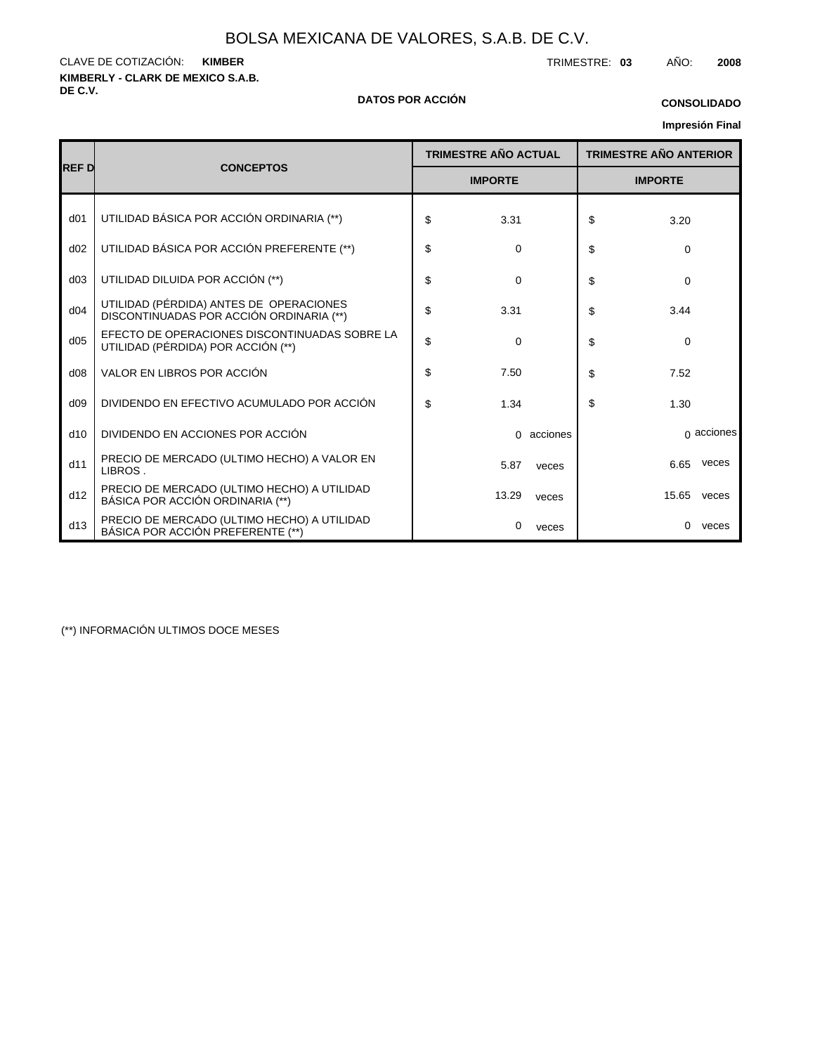# BOLSA MEXICANA DE VALORES, S.A.B. DE C.V.

CLAVE DE COTIZACIÓN: **KIMBER**

TRIMESTRE: **03** AÑO: **2008**

**KIMBERLY - CLARK DE MEXICO S.A.B. DE C.V.**

**DATOS POR ACCIÓN**

**CONSOLIDADO**

**Impresión Final**

| REF D | CONCEPTOS | TRIMESTRE AÑO ACTUAL | TRIMESTRE AÑO ANTERIOR |
|---|---|---|---|
| | | IMPORTE | IMPORTE |
| d01 | UTILIDAD BÁSICA POR ACCIÓN ORDINARIA (**) | $ 3.31 | $ 3.20 |
| d02 | UTILIDAD BÁSICA POR ACCIÓN PREFERENTE (**) | $ 0 | $ 0 |
| d03 | UTILIDAD DILUIDA POR ACCIÓN (**) | $ 0 | $ 0 |
| d04 | UTILIDAD (PÉRDIDA) ANTES DE OPERACIONES DISCONTINUADAS POR ACCIÓN ORDINARIA (**) | $ 3.31 | $ 3.44 |
| d05 | EFECTO DE OPERACIONES DISCONTINUADAS SOBRE LA UTILIDAD (PÉRDIDA) POR ACCIÓN (**) | $ 0 | $ 0 |
| d08 | VALOR EN LIBROS POR ACCIÓN | $ 7.50 | $ 7.52 |
| d09 | DIVIDENDO EN EFECTIVO ACUMULADO POR ACCIÓN | $ 1.34 | $ 1.30 |
| d10 | DIVIDENDO EN ACCIONES POR ACCIÓN | 0 acciones | 0 acciones |
| d11 | PRECIO DE MERCADO (ULTIMO HECHO) A VALOR EN LIBROS . | 5.87 veces | 6.65 veces |
| d12 | PRECIO DE MERCADO (ULTIMO HECHO) A UTILIDAD BÁSICA POR ACCIÓN ORDINARIA (**) | 13.29 veces | 15.65 veces |
| d13 | PRECIO DE MERCADO (ULTIMO HECHO) A UTILIDAD BÁSICA POR ACCIÓN PREFERENTE (**) | 0 veces | 0 veces |

(**) INFORMACIÓN ULTIMOS DOCE MESES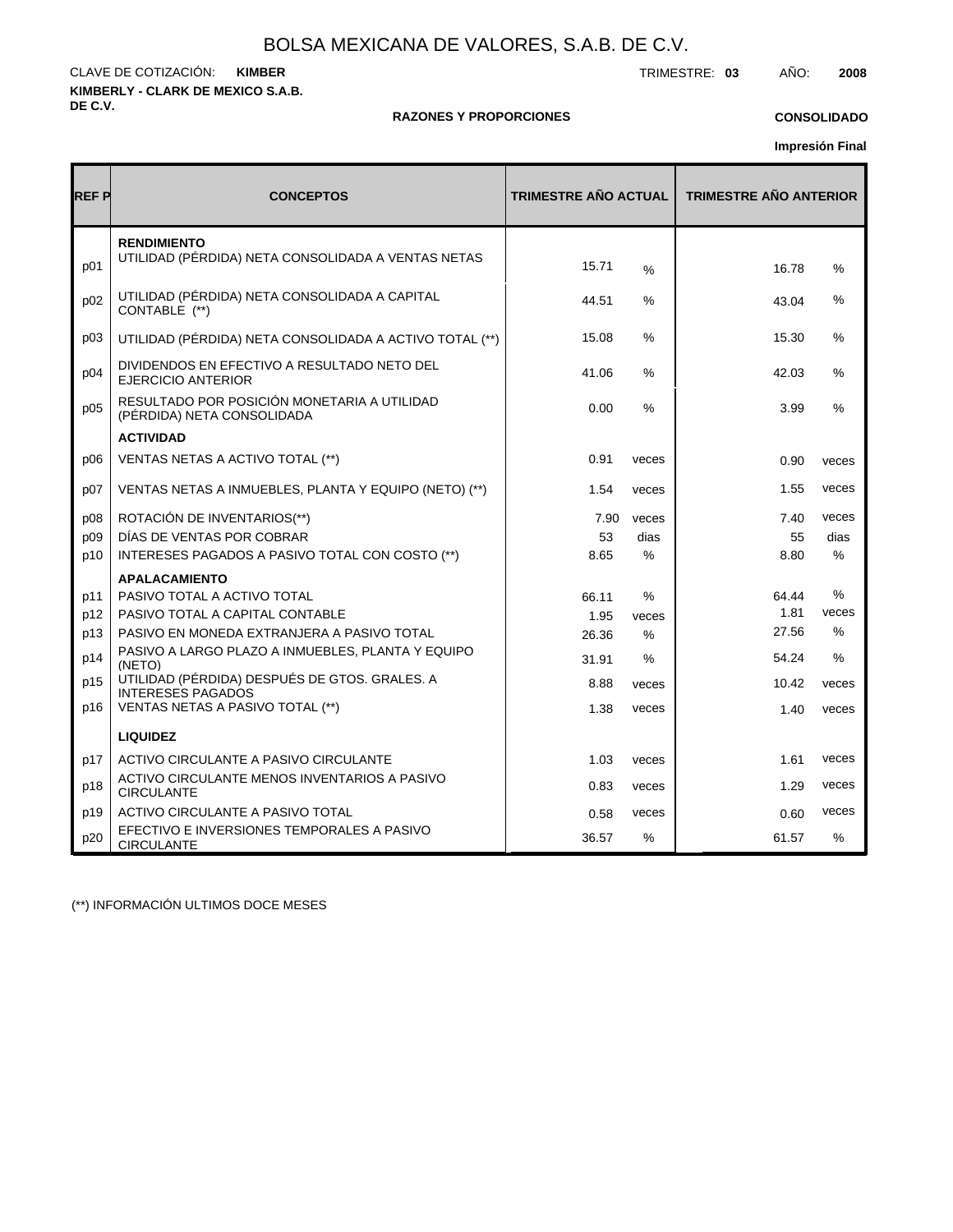# BOLSA MEXICANA DE VALORES, S.A.B. DE C.V.

CLAVE DE COTIZACIÓN: **KIMBER**

TRIMESTRE: **03** AÑO: **2008**

**KIMBERLY - CLARK DE MEXICO S.A.B. DE C.V.**

**RAZONES Y PROPORCIONES**

**CONSOLIDADO**

**Impresión Final**

| REF P | CONCEPTOS | TRIMESTRE AÑO ACTUAL | | TRIMESTRE AÑO ANTERIOR | |
|---|---|---|---|---|---|
| | **RENDIMIENTO** | | | | |
| p01 | UTILIDAD (PÉRDIDA) NETA CONSOLIDADA A VENTAS NETAS | 15.71 | % | 16.78 | % |
| p02 | UTILIDAD (PÉRDIDA) NETA CONSOLIDADA A CAPITAL CONTABLE (**) | 44.51 | % | 43.04 | % |
| p03 | UTILIDAD (PÉRDIDA) NETA CONSOLIDADA A ACTIVO TOTAL (**) | 15.08 | % | 15.30 | % |
| p04 | DIVIDENDOS EN EFECTIVO A RESULTADO NETO DEL EJERCICIO ANTERIOR | 41.06 | % | 42.03 | % |
| p05 | RESULTADO POR POSICIÓN MONETARIA A UTILIDAD (PÉRDIDA) NETA CONSOLIDADA | 0.00 | % | 3.99 | % |
| | **ACTIVIDAD** | | | | |
| p06 | VENTAS NETAS A ACTIVO TOTAL (**) | 0.91 | veces | 0.90 | veces |
| p07 | VENTAS NETAS A INMUEBLES, PLANTA Y EQUIPO (NETO) (**) | 1.54 | veces | 1.55 | veces |
| p08 | ROTACIÓN DE INVENTARIOS(**) | 7.90 | veces | 7.40 | veces |
| p09 | DÍAS DE VENTAS POR COBRAR | 53 | dias | 55 | dias |
| p10 | INTERESES PAGADOS A PASIVO TOTAL CON COSTO (**) | 8.65 | % | 8.80 | % |
| | **APALACAMIENTO** | | | | |
| p11 | PASIVO TOTAL A ACTIVO TOTAL | 66.11 | % | 64.44 | % |
| p12 | PASIVO TOTAL A CAPITAL CONTABLE | 1.95 | veces | 1.81 | veces |
| p13 | PASIVO EN MONEDA EXTRANJERA A PASIVO TOTAL | 26.36 | % | 27.56 | % |
| p14 | PASIVO A LARGO PLAZO A INMUEBLES, PLANTA Y EQUIPO (NETO) | 31.91 | % | 54.24 | % |
| p15 | UTILIDAD (PÉRDIDA) DESPUÉS DE GTOS. GRALES. A INTERESES PAGADOS | 8.88 | veces | 10.42 | veces |
| p16 | VENTAS NETAS A PASIVO TOTAL (**) | 1.38 | veces | 1.40 | veces |
| | **LIQUIDEZ** | | | | |
| p17 | ACTIVO CIRCULANTE A PASIVO CIRCULANTE | 1.03 | veces | 1.61 | veces |
| p18 | ACTIVO CIRCULANTE MENOS INVENTARIOS A PASIVO CIRCULANTE | 0.83 | veces | 1.29 | veces |
| p19 | ACTIVO CIRCULANTE A PASIVO TOTAL | 0.58 | veces | 0.60 | veces |
| p20 | EFECTIVO E INVERSIONES TEMPORALES A PASIVO CIRCULANTE | 36.57 | % | 61.57 | % |

(**) INFORMACIÓN ULTIMOS DOCE MESES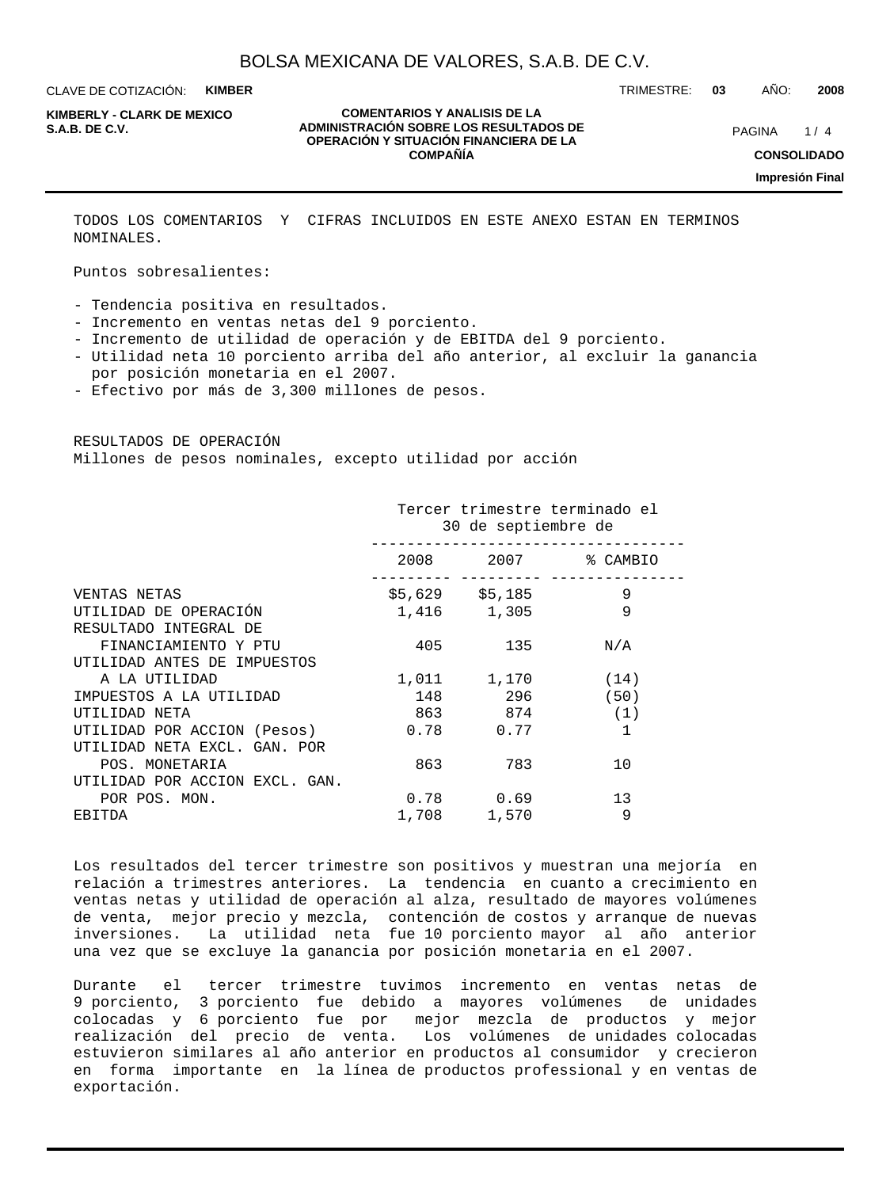TODOS LOS COMENTARIOS Y CIFRAS INCLUIDOS EN ESTE ANEXO ESTAN EN TERMINOS NOMINALES.

Puntos sobresalientes:

- Tendencia positiva en resultados.
- Incremento en ventas netas del 9 porciento.
- Incremento de utilidad de operación y de EBITDA del 9 porciento.
- Utilidad neta 10 porciento arriba del año anterior, al excluir la ganancia por posición monetaria en el 2007.
- Efectivo por más de 3,300 millones de pesos.

RESULTADOS DE OPERACIÓN
Millones de pesos nominales, excepto utilidad por acción

| | Tercer trimestre terminado el 30 de septiembre de | | |
|---|---|---|---|
| | 2008 | 2007 | % CAMBIO |
| VENTAS NETAS | $5,629 | $5,185 | 9 |
| UTILIDAD DE OPERACIÓN | 1,416 | 1,305 | 9 |
| RESULTADO INTEGRAL DE FINANCIAMIENTO Y PTU | 405 | 135 | N/A |
| UTILIDAD ANTES DE IMPUESTOS A LA UTILIDAD | 1,011 | 1,170 | (14) |
| IMPUESTOS A LA UTILIDAD | 148 | 296 | (50) |
| UTILIDAD NETA | 863 | 874 | (1) |
| UTILIDAD POR ACCION (Pesos) | 0.78 | 0.77 | 1 |
| UTILIDAD NETA EXCL. GAN. POR POS. MONETARIA | 863 | 783 | 10 |
| UTILIDAD POR ACCION EXCL. GAN. POR POS. MON. | 0.78 | 0.69 | 13 |
| EBITDA | 1,708 | 1,570 | 9 |

Los resultados del tercer trimestre son positivos y muestran una mejoría en relación a trimestres anteriores. La tendencia en cuanto a crecimiento en ventas netas y utilidad de operación al alza, resultado de mayores volúmenes de venta, mejor precio y mezcla, contención de costos y arranque de nuevas inversiones. La utilidad neta fue 10 porciento mayor al año anterior una vez que se excluye la ganancia por posición monetaria en el 2007.

Durante el tercer trimestre tuvimos incremento en ventas netas de 9 porciento, 3 porciento fue debido a mayores volúmenes de unidades colocadas y 6 porciento fue por mejor mezcla de productos y mejor realización del precio de venta. Los volúmenes de unidades colocadas estuvieron similares al año anterior en productos al consumidor y crecieron en forma importante en la línea de productos professional y en ventas de exportación.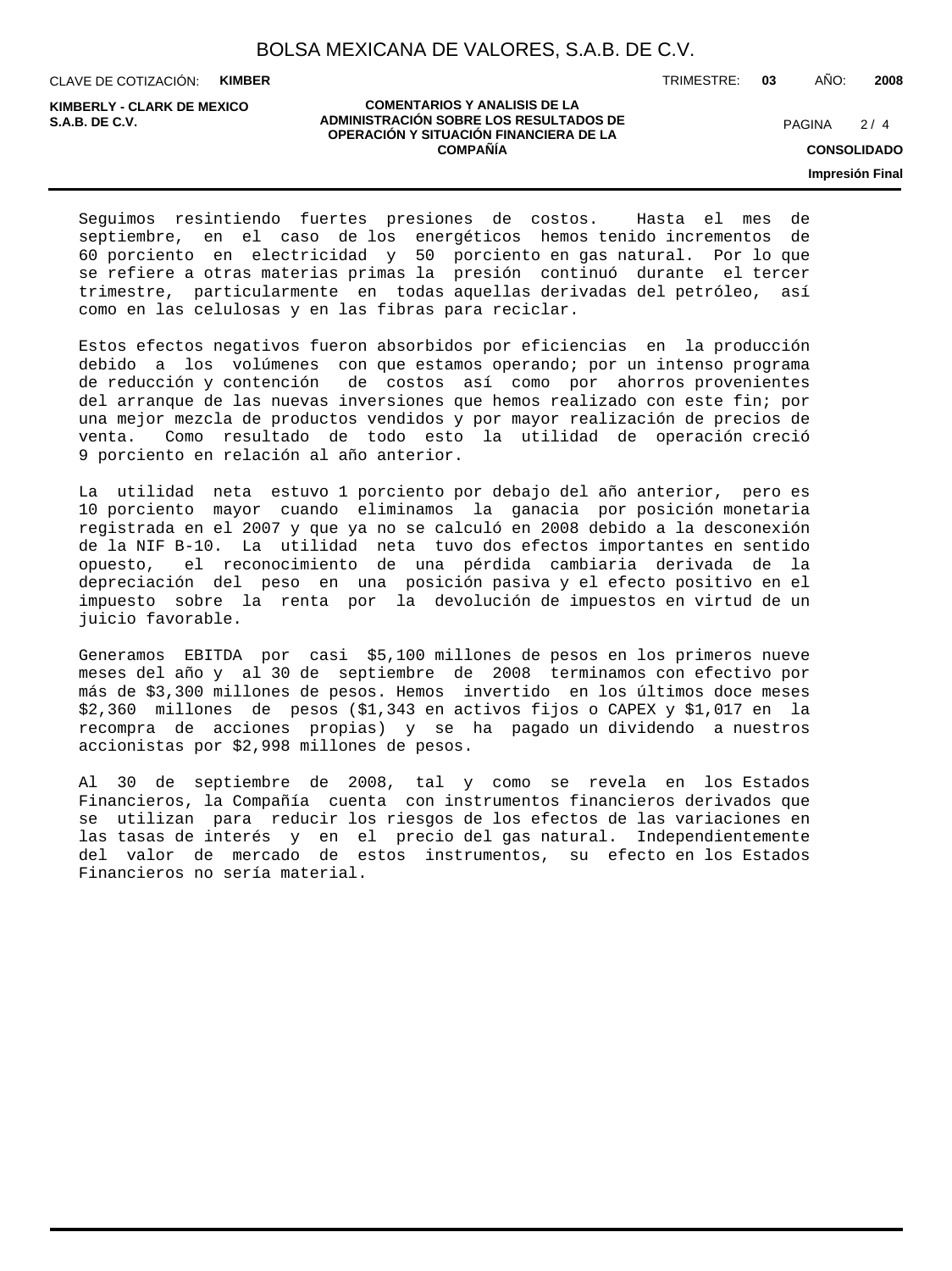Seguimos resintiendo fuertes presiones de costos. Hasta el mes de septiembre, en el caso de los energéticos hemos tenido incrementos de 60 porciento en electricidad y 50 porciento en gas natural. Por lo que se refiere a otras materias primas la presión continuó durante el tercer trimestre, particularmente en todas aquellas derivadas del petróleo, así como en las celulosas y en las fibras para reciclar.

Estos efectos negativos fueron absorbidos por eficiencias en la producción debido a los volúmenes con que estamos operando; por un intenso programa de reducción y contención de costos así como por ahorros provenientes del arranque de las nuevas inversiones que hemos realizado con este fin; por una mejor mezcla de productos vendidos y por mayor realización de precios de venta. Como resultado de todo esto la utilidad de operación creció 9 porciento en relación al año anterior.

La utilidad neta estuvo 1 porciento por debajo del año anterior, pero es 10 porciento mayor cuando eliminamos la ganacia por posición monetaria registrada en el 2007 y que ya no se calculó en 2008 debido a la desconexión de la NIF B-10. La utilidad neta tuvo dos efectos importantes en sentido opuesto, el reconocimiento de una pérdida cambiaria derivada de la depreciación del peso en una posición pasiva y el efecto positivo en el impuesto sobre la renta por la devolución de impuestos en virtud de un juicio favorable.

Generamos EBITDA por casi $5,100 millones de pesos en los primeros nueve meses del año y al 30 de septiembre de 2008 terminamos con efectivo por más de $3,300 millones de pesos. Hemos invertido en los últimos doce meses $2,360 millones de pesos ($1,343 en activos fijos o CAPEX y $1,017 en la recompra de acciones propias) y se ha pagado un dividendo a nuestros accionistas por $2,998 millones de pesos.

Al 30 de septiembre de 2008, tal y como se revela en los Estados Financieros, la Compañía cuenta con instrumentos financieros derivados que se utilizan para reducir los riesgos de los efectos de las variaciones en las tasas de interés y en el precio del gas natural. Independientemente del valor de mercado de estos instrumentos, su efecto en los Estados Financieros no sería material.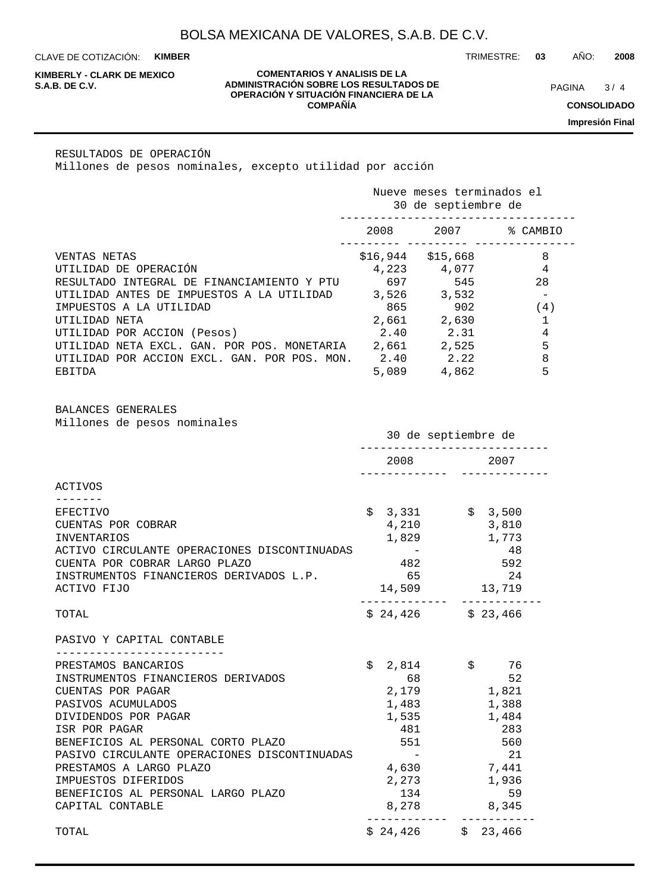RESULTADOS DE OPERACIÓN
Millones de pesos nominales, excepto utilidad por acción

| | Nueve meses terminados el 30 de septiembre de | | |
|---|---|---|---|
| | 2008 | 2007 | % CAMBIO |
| VENTAS NETAS | $16,944 | $15,668 | 8 |
| UTILIDAD DE OPERACIÓN | 4,223 | 4,077 | 4 |
| RESULTADO INTEGRAL DE FINANCIAMIENTO Y PTU | 697 | 545 | 28 |
| UTILIDAD ANTES DE IMPUESTOS A LA UTILIDAD | 3,526 | 3,532 | - |
| IMPUESTOS A LA UTILIDAD | 865 | 902 | (4) |
| UTILIDAD NETA | 2,661 | 2,630 | 1 |
| UTILIDAD POR ACCION (Pesos) | 2.40 | 2.31 | 4 |
| UTILIDAD NETA EXCL. GAN. POR POS. MONETARIA | 2,661 | 2,525 | 5 |
| UTILIDAD POR ACCION EXCL. GAN. POR POS. MON. | 2.40 | 2.22 | 8 |
| EBITDA | 5,089 | 4,862 | 5 |

BALANCES GENERALES
Millones de pesos nominales

| | 30 de septiembre de | |
|---|---|---|
| | 2008 | 2007 |
| **ACTIVOS** | | |
| EFECTIVO | $ 3,331 | $ 3,500 |
| CUENTAS POR COBRAR | 4,210 | 3,810 |
| INVENTARIOS | 1,829 | 1,773 |
| ACTIVO CIRCULANTE OPERACIONES DISCONTINUADAS | - | 48 |
| CUENTA POR COBRAR LARGO PLAZO | 482 | 592 |
| INSTRUMENTOS FINANCIEROS DERIVADOS L.P. | 65 | 24 |
| ACTIVO FIJO | 14,509 | 13,719 |
| TOTAL | $ 24,426 | $ 23,466 |
| **PASIVO Y CAPITAL CONTABLE** | | |
| PRESTAMOS BANCARIOS | $ 2,814 | $ 76 |
| INSTRUMENTOS FINANCIEROS DERIVADOS | 68 | 52 |
| CUENTAS POR PAGAR | 2,179 | 1,821 |
| PASIVOS ACUMULADOS | 1,483 | 1,388 |
| DIVIDENDOS POR PAGAR | 1,535 | 1,484 |
| ISR POR PAGAR | 481 | 283 |
| BENEFICIOS AL PERSONAL CORTO PLAZO | 551 | 560 |
| PASIVO CIRCULANTE OPERACIONES DISCONTINUADAS | - | 21 |
| PRESTAMOS A LARGO PLAZO | 4,630 | 7,441 |
| IMPUESTOS DIFERIDOS | 2,273 | 1,936 |
| BENEFICIOS AL PERSONAL LARGO PLAZO | 134 | 59 |
| CAPITAL CONTABLE | 8,278 | 8,345 |
| TOTAL | $ 24,426 | $ 23,466 |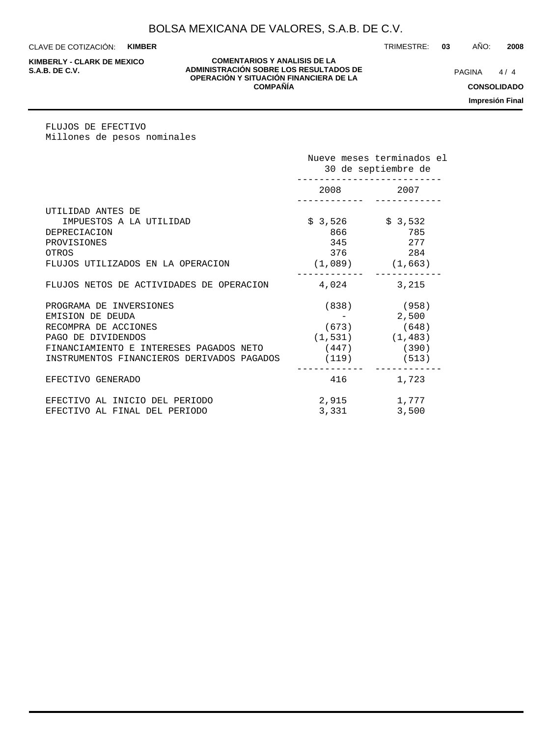FLUJOS DE EFECTIVO
Millones de pesos nominales

| | Nueve meses terminados el 30 de septiembre de | |
|---|---|---|
| | 2008 | 2007 |
| UTILIDAD ANTES DE IMPUESTOS A LA UTILIDAD | $ 3,526 | $ 3,532 |
| DEPRECIACION | 866 | 785 |
| PROVISIONES | 345 | 277 |
| OTROS | 376 | 284 |
| FLUJOS UTILIZADOS EN LA OPERACION | (1,089) | (1,663) |
| FLUJOS NETOS DE ACTIVIDADES DE OPERACION | 4,024 | 3,215 |
| PROGRAMA DE INVERSIONES | (838) | (958) |
| EMISION DE DEUDA | - | 2,500 |
| RECOMPRA DE ACCIONES | (673) | (648) |
| PAGO DE DIVIDENDOS | (1,531) | (1,483) |
| FINANCIAMIENTO E INTERESES PAGADOS NETO | (447) | (390) |
| INSTRUMENTOS FINANCIEROS DERIVADOS PAGADOS | (119) | (513) |
| EFECTIVO GENERADO | 416 | 1,723 |
| EFECTIVO AL INICIO DEL PERIODO | 2,915 | 1,777 |
| EFECTIVO AL FINAL DEL PERIODO | 3,331 | 3,500 |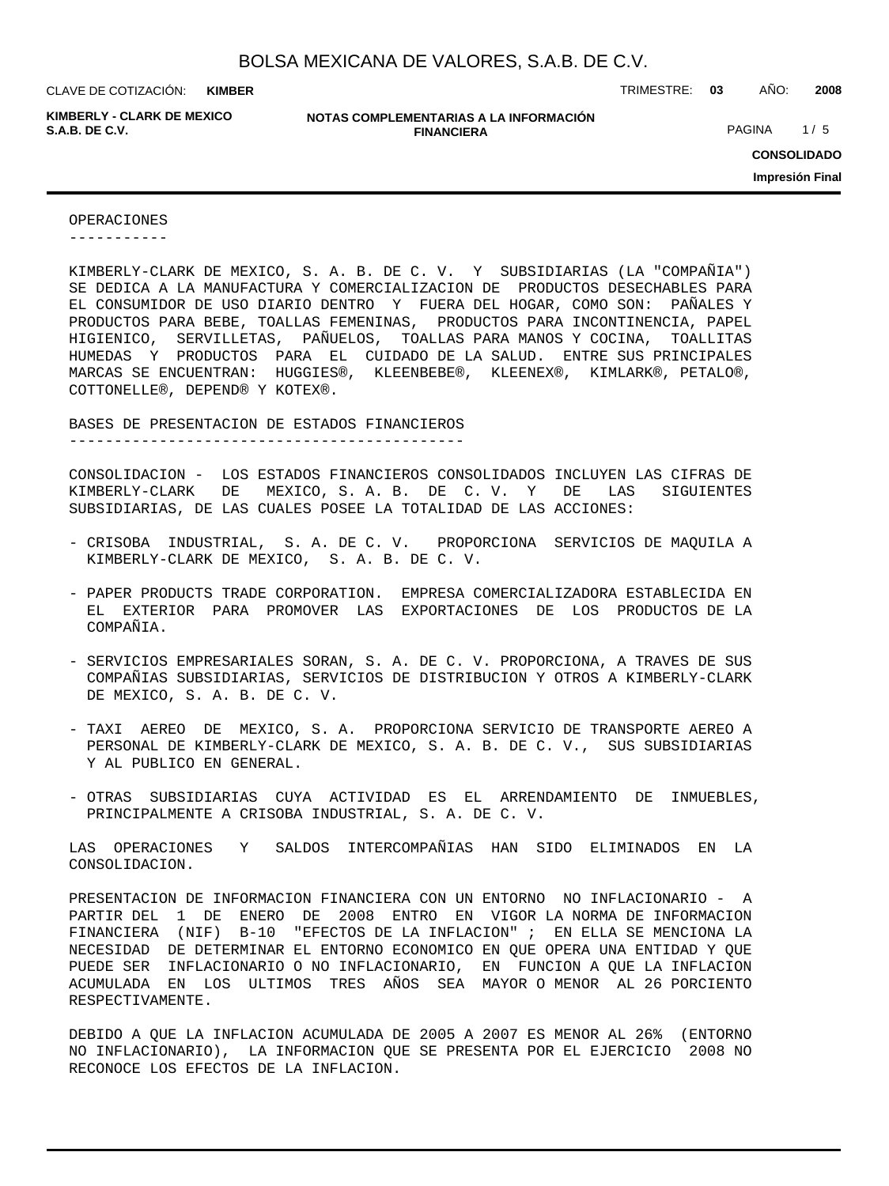## OPERACIONES

KIMBERLY-CLARK DE MEXICO, S. A. B. DE C. V. Y SUBSIDIARIAS (LA "COMPAÑIA") SE DEDICA A LA MANUFACTURA Y COMERCIALIZACION DE PRODUCTOS DESECHABLES PARA EL CONSUMIDOR DE USO DIARIO DENTRO Y FUERA DEL HOGAR, COMO SON: PAÑALES Y PRODUCTOS PARA BEBE, TOALLAS FEMENINAS, PRODUCTOS PARA INCONTINENCIA, PAPEL HIGIENICO, SERVILLETAS, PAÑUELOS, TOALLAS PARA MANOS Y COCINA, TOALLITAS HUMEDAS Y PRODUCTOS PARA EL CUIDADO DE LA SALUD. ENTRE SUS PRINCIPALES MARCAS SE ENCUENTRAN: HUGGIES®, KLEENBEBE®, KLEENEX®, KIMLARK®, PETALO®, COTTONELLE®, DEPEND® Y KOTEX®.

## BASES DE PRESENTACION DE ESTADOS FINANCIEROS

CONSOLIDACION - LOS ESTADOS FINANCIEROS CONSOLIDADOS INCLUYEN LAS CIFRAS DE KIMBERLY-CLARK DE MEXICO, S. A. B. DE C. V. Y DE LAS SIGUIENTES SUBSIDIARIAS, DE LAS CUALES POSEE LA TOTALIDAD DE LAS ACCIONES:

- CRISOBA INDUSTRIAL, S. A. DE C. V. PROPORCIONA SERVICIOS DE MAQUILA A KIMBERLY-CLARK DE MEXICO, S. A. B. DE C. V.

- PAPER PRODUCTS TRADE CORPORATION. EMPRESA COMERCIALIZADORA ESTABLECIDA EN EL EXTERIOR PARA PROMOVER LAS EXPORTACIONES DE LOS PRODUCTOS DE LA COMPAÑIA.

- SERVICIOS EMPRESARIALES SORAN, S. A. DE C. V. PROPORCIONA, A TRAVES DE SUS COMPAÑIAS SUBSIDIARIAS, SERVICIOS DE DISTRIBUCION Y OTROS A KIMBERLY-CLARK DE MEXICO, S. A. B. DE C. V.

- TAXI AEREO DE MEXICO, S. A. PROPORCIONA SERVICIO DE TRANSPORTE AEREO A PERSONAL DE KIMBERLY-CLARK DE MEXICO, S. A. B. DE C. V., SUS SUBSIDIARIAS Y AL PUBLICO EN GENERAL.

- OTRAS SUBSIDIARIAS CUYA ACTIVIDAD ES EL ARRENDAMIENTO DE INMUEBLES, PRINCIPALMENTE A CRISOBA INDUSTRIAL, S. A. DE C. V.

LAS OPERACIONES Y SALDOS INTERCOMPAÑIAS HAN SIDO ELIMINADOS EN LA CONSOLIDACION.

PRESENTACION DE INFORMACION FINANCIERA CON UN ENTORNO NO INFLACIONARIO - A PARTIR DEL 1 DE ENERO DE 2008 ENTRO EN VIGOR LA NORMA DE INFORMACION FINANCIERA (NIF) B-10 "EFECTOS DE LA INFLACION" ; EN ELLA SE MENCIONA LA NECESIDAD DE DETERMINAR EL ENTORNO ECONOMICO EN QUE OPERA UNA ENTIDAD Y QUE PUEDE SER INFLACIONARIO O NO INFLACIONARIO, EN FUNCION A QUE LA INFLACION ACUMULADA EN LOS ULTIMOS TRES AÑOS SEA MAYOR O MENOR AL 26 PORCIENTO RESPECTIVAMENTE.

DEBIDO A QUE LA INFLACION ACUMULADA DE 2005 A 2007 ES MENOR AL 26% (ENTORNO NO INFLACIONARIO), LA INFORMACION QUE SE PRESENTA POR EL EJERCICIO 2008 NO RECONOCE LOS EFECTOS DE LA INFLACION.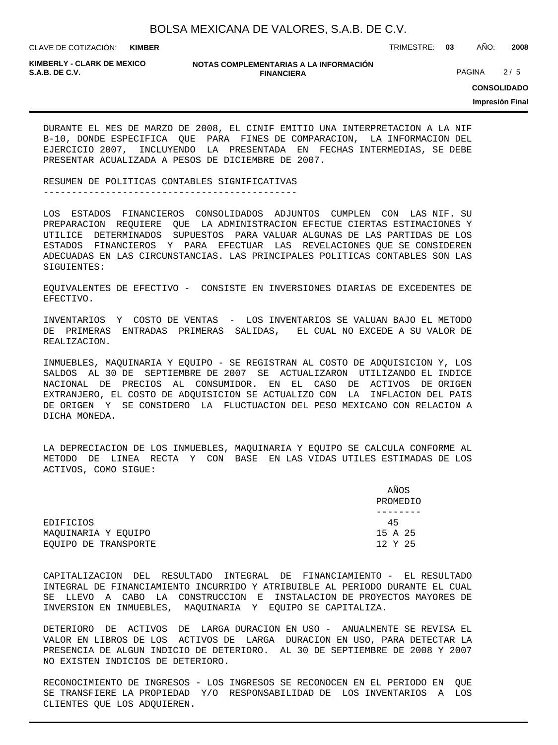DURANTE EL MES DE MARZO DE 2008, EL CINIF EMITIO UNA INTERPRETACION A LA NIF B-10, DONDE ESPECIFICA QUE PARA FINES DE COMPARACION, LA INFORMACION DEL EJERCICIO 2007, INCLUYENDO LA PRESENTADA EN FECHAS INTERMEDIAS, SE DEBE PRESENTAR ACUALIZADA A PESOS DE DICIEMBRE DE 2007.

## RESUMEN DE POLITICAS CONTABLES SIGNIFICATIVAS

LOS ESTADOS FINANCIEROS CONSOLIDADOS ADJUNTOS CUMPLEN CON LAS NIF. SU PREPARACION REQUIERE QUE LA ADMINISTRACION EFECTUE CIERTAS ESTIMACIONES Y UTILICE DETERMINADOS SUPUESTOS PARA VALUAR ALGUNAS DE LAS PARTIDAS DE LOS ESTADOS FINANCIEROS Y PARA EFECTUAR LAS REVELACIONES QUE SE CONSIDEREN ADECUADAS EN LAS CIRCUNSTANCIAS. LAS PRINCIPALES POLITICAS CONTABLES SON LAS SIGUIENTES:

EQUIVALENTES DE EFECTIVO - CONSISTE EN INVERSIONES DIARIAS DE EXCEDENTES DE EFECTIVO.

INVENTARIOS Y COSTO DE VENTAS - LOS INVENTARIOS SE VALUAN BAJO EL METODO DE PRIMERAS ENTRADAS PRIMERAS SALIDAS, EL CUAL NO EXCEDE A SU VALOR DE REALIZACION.

INMUEBLES, MAQUINARIA Y EQUIPO - SE REGISTRAN AL COSTO DE ADQUISICION Y, LOS SALDOS AL 30 DE SEPTIEMBRE DE 2007 SE ACTUALIZARON UTILIZANDO EL INDICE NACIONAL DE PRECIOS AL CONSUMIDOR. EN EL CASO DE ACTIVOS DE ORIGEN EXTRANJERO, EL COSTO DE ADQUISICION SE ACTUALIZO CON LA INFLACION DEL PAIS DE ORIGEN Y SE CONSIDERO LA FLUCTUACION DEL PESO MEXICANO CON RELACION A DICHA MONEDA.

LA DEPRECIACION DE LOS INMUEBLES, MAQUINARIA Y EQUIPO SE CALCULA CONFORME AL METODO DE LINEA RECTA Y CON BASE EN LAS VIDAS UTILES ESTIMADAS DE LOS ACTIVOS, COMO SIGUE:

| | AÑOS PROMEDIO |
|---|---|
| EDIFICIOS | 45 |
| MAQUINARIA Y EQUIPO | 15 A 25 |
| EQUIPO DE TRANSPORTE | 12 Y 25 |

CAPITALIZACION DEL RESULTADO INTEGRAL DE FINANCIAMIENTO - EL RESULTADO INTEGRAL DE FINANCIAMIENTO INCURRIDO Y ATRIBUIBLE AL PERIODO DURANTE EL CUAL SE LLEVO A CABO LA CONSTRUCCION E INSTALACION DE PROYECTOS MAYORES DE INVERSION EN INMUEBLES, MAQUINARIA Y EQUIPO SE CAPITALIZA.

DETERIORO DE ACTIVOS DE LARGA DURACION EN USO - ANUALMENTE SE REVISA EL VALOR EN LIBROS DE LOS ACTIVOS DE LARGA DURACION EN USO, PARA DETECTAR LA PRESENCIA DE ALGUN INDICIO DE DETERIORO. AL 30 DE SEPTIEMBRE DE 2008 Y 2007 NO EXISTEN INDICIOS DE DETERIORO.

RECONOCIMIENTO DE INGRESOS - LOS INGRESOS SE RECONOCEN EN EL PERIODO EN QUE SE TRANSFIERE LA PROPIEDAD Y/O RESPONSABILIDAD DE LOS INVENTARIOS A LOS CLIENTES QUE LOS ADQUIEREN.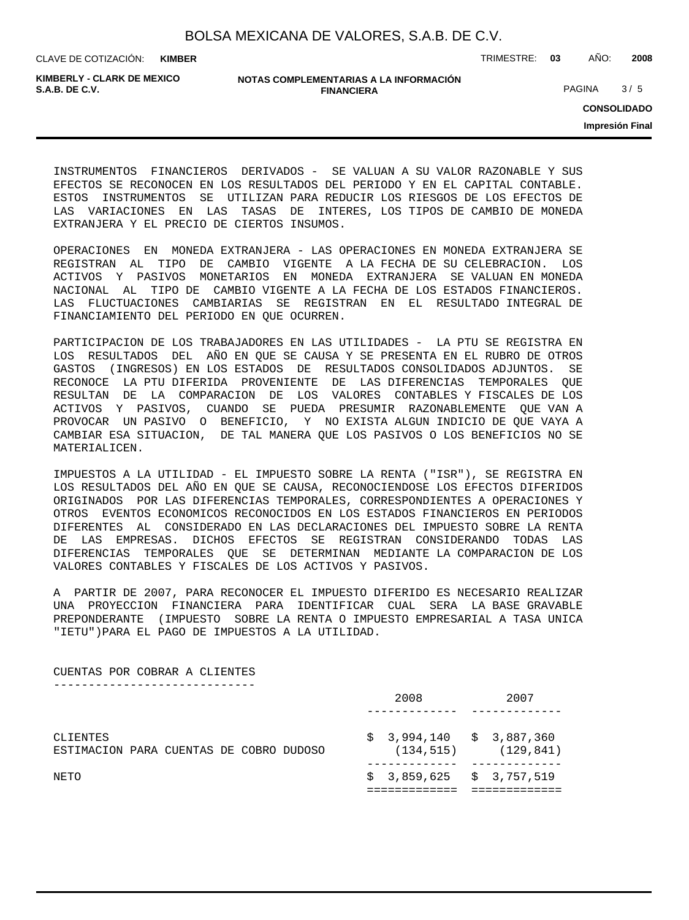INSTRUMENTOS FINANCIEROS DERIVADOS - SE VALUAN A SU VALOR RAZONABLE Y SUS EFECTOS SE RECONOCEN EN LOS RESULTADOS DEL PERIODO Y EN EL CAPITAL CONTABLE. ESTOS INSTRUMENTOS SE UTILIZAN PARA REDUCIR LOS RIESGOS DE LOS EFECTOS DE LAS VARIACIONES EN LAS TASAS DE INTERES, LOS TIPOS DE CAMBIO DE MONEDA EXTRANJERA Y EL PRECIO DE CIERTOS INSUMOS.

OPERACIONES EN MONEDA EXTRANJERA - LAS OPERACIONES EN MONEDA EXTRANJERA SE REGISTRAN AL TIPO DE CAMBIO VIGENTE A LA FECHA DE SU CELEBRACION. LOS ACTIVOS Y PASIVOS MONETARIOS EN MONEDA EXTRANJERA SE VALUAN EN MONEDA NACIONAL AL TIPO DE CAMBIO VIGENTE A LA FECHA DE LOS ESTADOS FINANCIEROS. LAS FLUCTUACIONES CAMBIARIAS SE REGISTRAN EN EL RESULTADO INTEGRAL DE FINANCIAMIENTO DEL PERIODO EN QUE OCURREN.

PARTICIPACION DE LOS TRABAJADORES EN LAS UTILIDADES - LA PTU SE REGISTRA EN LOS RESULTADOS DEL AÑO EN QUE SE CAUSA Y SE PRESENTA EN EL RUBRO DE OTROS GASTOS (INGRESOS) EN LOS ESTADOS DE RESULTADOS CONSOLIDADOS ADJUNTOS. SE RECONOCE LA PTU DIFERIDA PROVENIENTE DE LAS DIFERENCIAS TEMPORALES QUE RESULTAN DE LA COMPARACION DE LOS VALORES CONTABLES Y FISCALES DE LOS ACTIVOS Y PASIVOS, CUANDO SE PUEDA PRESUMIR RAZONABLEMENTE QUE VAN A PROVOCAR UN PASIVO O BENEFICIO, Y NO EXISTA ALGUN INDICIO DE QUE VAYA A CAMBIAR ESA SITUACION, DE TAL MANERA QUE LOS PASIVOS O LOS BENEFICIOS NO SE MATERIALICEN.

IMPUESTOS A LA UTILIDAD - EL IMPUESTO SOBRE LA RENTA ("ISR"), SE REGISTRA EN LOS RESULTADOS DEL AÑO EN QUE SE CAUSA, RECONOCIENDOSE LOS EFECTOS DIFERIDOS ORIGINADOS POR LAS DIFERENCIAS TEMPORALES, CORRESPONDIENTES A OPERACIONES Y OTROS EVENTOS ECONOMICOS RECONOCIDOS EN LOS ESTADOS FINANCIEROS EN PERIODOS DIFERENTES AL CONSIDERADO EN LAS DECLARACIONES DEL IMPUESTO SOBRE LA RENTA DE LAS EMPRESAS. DICHOS EFECTOS SE REGISTRAN CONSIDERANDO TODAS LAS DIFERENCIAS TEMPORALES QUE SE DETERMINAN MEDIANTE LA COMPARACION DE LOS VALORES CONTABLES Y FISCALES DE LOS ACTIVOS Y PASIVOS.

A PARTIR DE 2007, PARA RECONOCER EL IMPUESTO DIFERIDO ES NECESARIO REALIZAR UNA PROYECCION FINANCIERA PARA IDENTIFICAR CUAL SERA LA BASE GRAVABLE PREPONDERANTE (IMPUESTO SOBRE LA RENTA O IMPUESTO EMPRESARIAL A TASA UNICA "IETU")PARA EL PAGO DE IMPUESTOS A LA UTILIDAD.

## CUENTAS POR COBRAR A CLIENTES

| | 2008 | 2007 |
|---|---|---|
| CLIENTES | $ 3,994,140 | $ 3,887,360 |
| ESTIMACION PARA CUENTAS DE COBRO DUDOSO | (134,515) | (129,841) |
| NETO | $ 3,859,625 | $ 3,757,519 |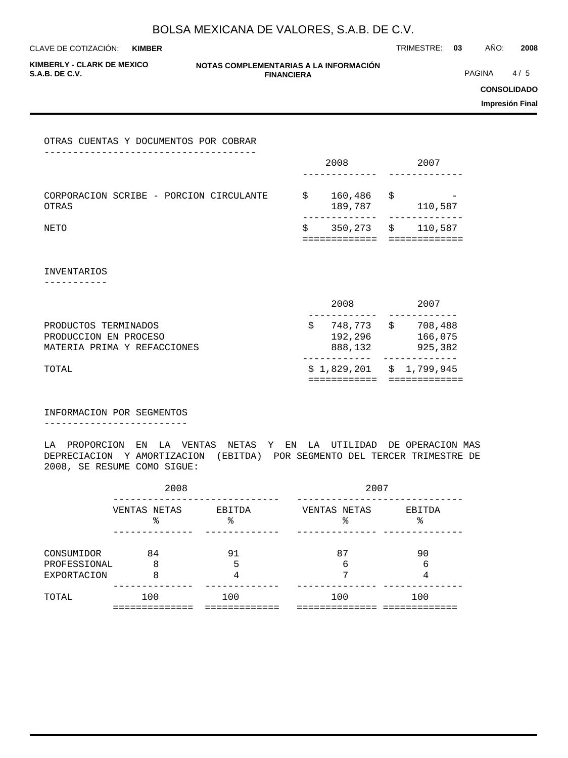## OTRAS CUENTAS Y DOCUMENTOS POR COBRAR

| | 2008 | 2007 |
|---|---|---|
| CORPORACION SCRIBE - PORCION CIRCULANTE | $ 160,486 | $ - |
| OTRAS | 189,787 | 110,587 |
| NETO | $ 350,273 | $ 110,587 |

## INVENTARIOS

| | 2008 | 2007 |
|---|---|---|
| PRODUCTOS TERMINADOS | $ 748,773 | $ 708,488 |
| PRODUCCION EN PROCESO | 192,296 | 166,075 |
| MATERIA PRIMA Y REFACCIONES | 888,132 | 925,382 |
| TOTAL | $ 1,829,201 | $ 1,799,945 |

## INFORMACION POR SEGMENTOS

LA PROPORCION EN LA VENTAS NETAS Y EN LA UTILIDAD DE OPERACION MAS DEPRECIACION Y AMORTIZACION (EBITDA) POR SEGMENTO DEL TERCER TRIMESTRE DE 2008, SE RESUME COMO SIGUE:

| | 2008 | | 2007 | |
|---|---|---|---|---|
| | VENTAS NETAS % | EBITDA % | VENTAS NETAS % | EBITDA % |
| CONSUMIDOR | 84 | 91 | 87 | 90 |
| PROFESSIONAL | 8 | 5 | 6 | 6 |
| EXPORTACION | 8 | 4 | 7 | 4 |
| TOTAL | 100 | 100 | 100 | 100 |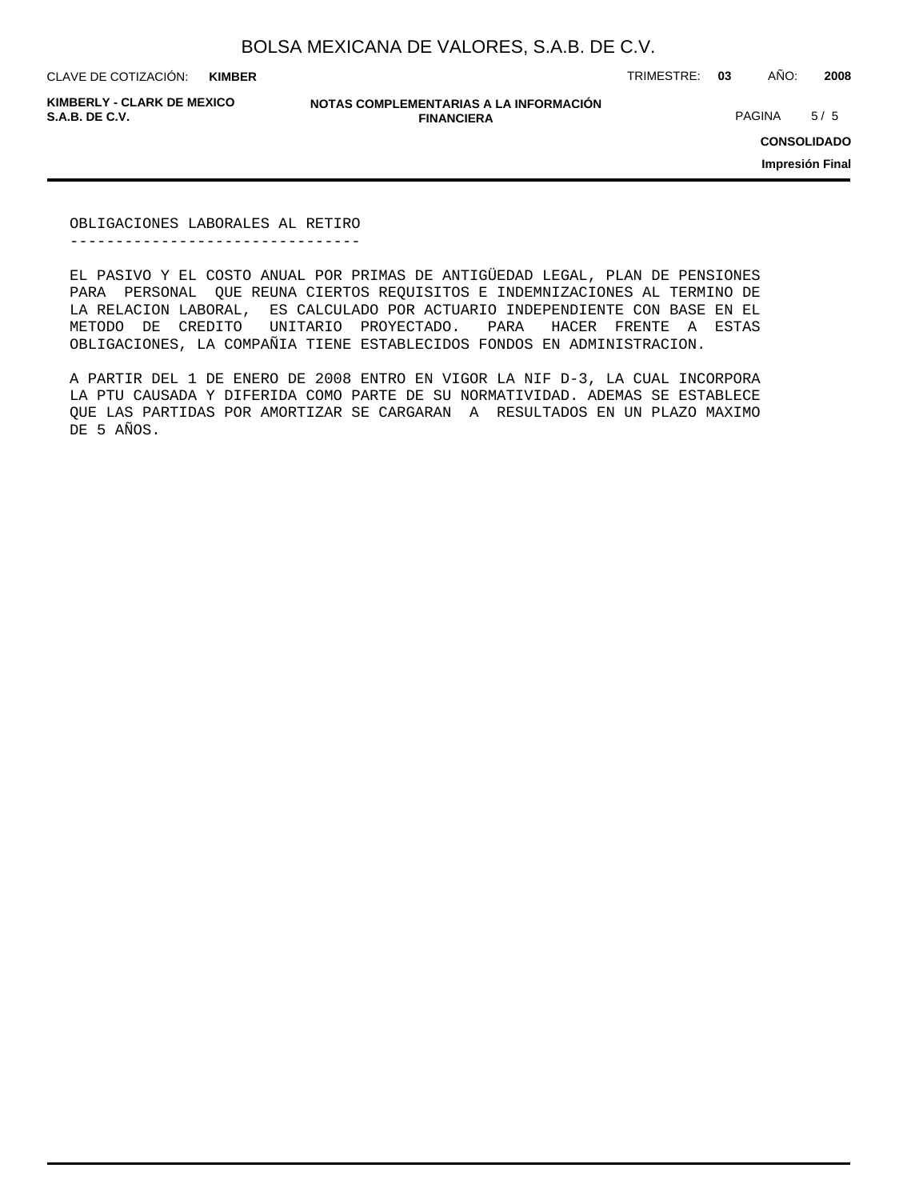## OBLIGACIONES LABORALES AL RETIRO

EL PASIVO Y EL COSTO ANUAL POR PRIMAS DE ANTIGÜEDAD LEGAL, PLAN DE PENSIONES PARA PERSONAL QUE REUNA CIERTOS REQUISITOS E INDEMNIZACIONES AL TERMINO DE LA RELACION LABORAL, ES CALCULADO POR ACTUARIO INDEPENDIENTE CON BASE EN EL METODO DE CREDITO UNITARIO PROYECTADO. PARA HACER FRENTE A ESTAS OBLIGACIONES, LA COMPAÑIA TIENE ESTABLECIDOS FONDOS EN ADMINISTRACION.

A PARTIR DEL 1 DE ENERO DE 2008 ENTRO EN VIGOR LA NIF D-3, LA CUAL INCORPORA LA PTU CAUSADA Y DIFERIDA COMO PARTE DE SU NORMATIVIDAD. ADEMAS SE ESTABLECE QUE LAS PARTIDAS POR AMORTIZAR SE CARGARAN A RESULTADOS EN UN PLAZO MAXIMO DE 5 AÑOS.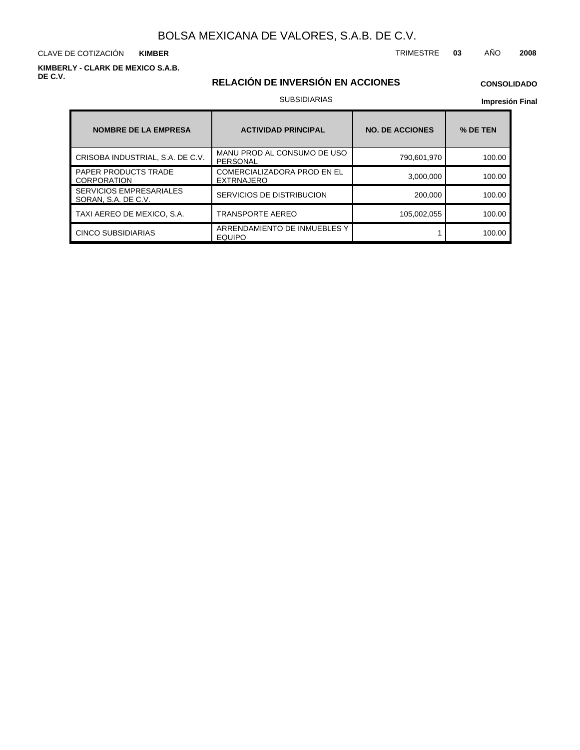# BOLSA MEXICANA DE VALORES, S.A.B. DE C.V.

CLAVE DE COTIZACIÓN **KIMBER**

TRIMESTRE **03** AÑO **2008**

**KIMBERLY - CLARK DE MEXICO S.A.B. DE C.V.**

## RELACIÓN DE INVERSIÓN EN ACCIONES

**CONSOLIDADO**

SUBSIDIARIAS

**Impresión Final**

| NOMBRE DE LA EMPRESA | ACTIVIDAD PRINCIPAL | NO. DE ACCIONES | % DE TEN |
|---|---|---|---|
| CRISOBA INDUSTRIAL, S.A. DE C.V. | MANU PROD AL CONSUMO DE USO PERSONAL | 790,601,970 | 100.00 |
| PAPER PRODUCTS TRADE CORPORATION | COMERCIALIZADORA PROD EN EL EXTRNAJERO | 3,000,000 | 100.00 |
| SERVICIOS EMPRESARIALES SORAN, S.A. DE C.V. | SERVICIOS DE DISTRIBUCION | 200,000 | 100.00 |
| TAXI AEREO DE MEXICO, S.A. | TRANSPORTE AEREO | 105,002,055 | 100.00 |
| CINCO SUBSIDIARIAS | ARRENDAMIENTO DE INMUEBLES Y EQUIPO | 1 | 100.00 |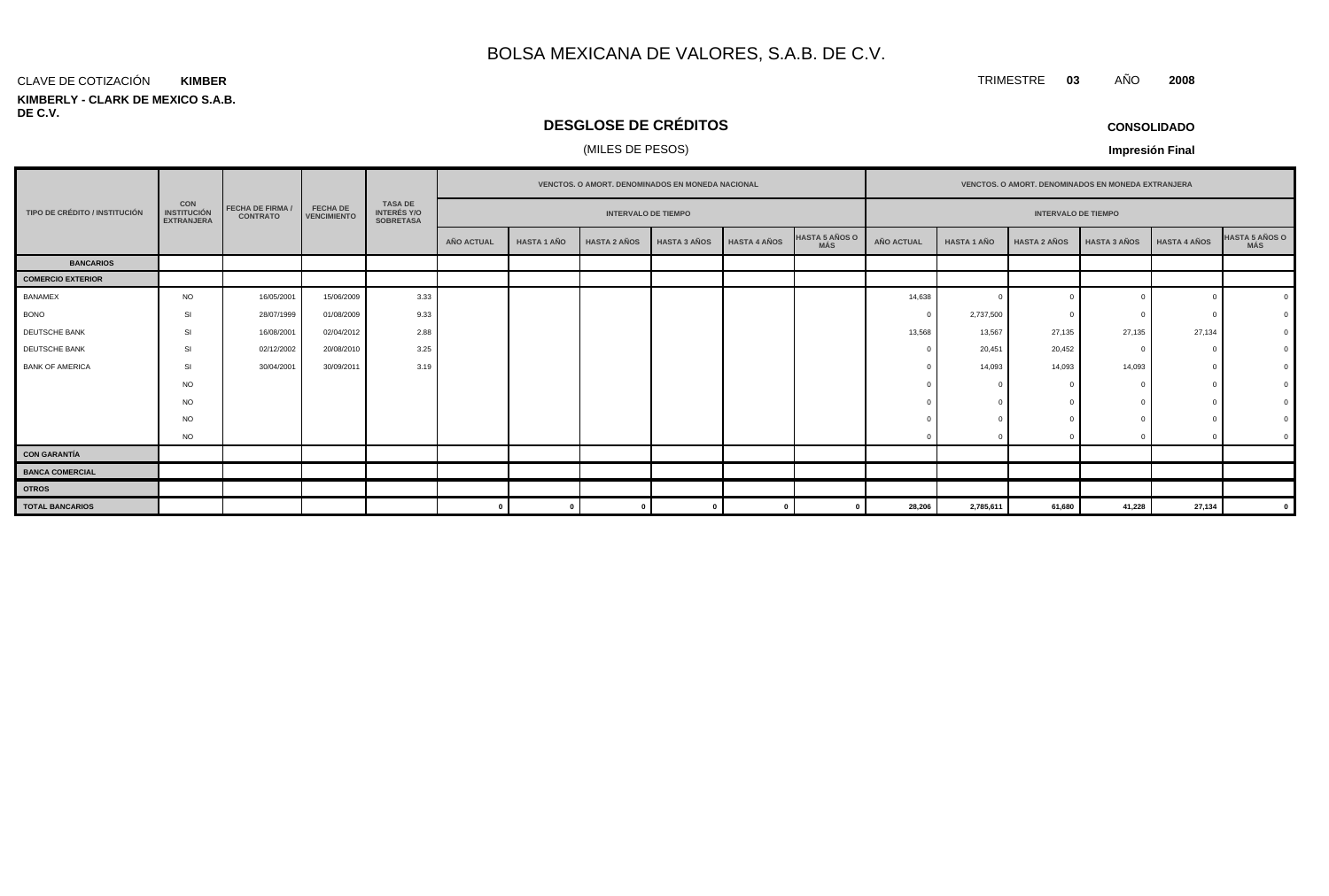# BOLSA MEXICANA DE VALORES, S.A.B. DE C.V.

CLAVE DE COTIZACIÓN **KIMBER**

TRIMESTRE **03** AÑO **2008**

**KIMBERLY - CLARK DE MEXICO S.A.B. DE C.V.**

## DESGLOSE DE CRÉDITOS

(MILES DE PESOS)

**CONSOLIDADO**

**Impresión Final**

| TIPO DE CRÉDITO / INSTITUCIÓN | CON INSTITUCIÓN EXTRANJERA | FECHA DE FIRMA / CONTRATO | FECHA DE VENCIMIENTO | TASA DE INTERÉS Y/O SOBRETASA | VENCTOS. O AMORT. DENOMINADOS EN MONEDA NACIONAL - INTERVALO DE TIEMPO | | | | | | VENCTOS. O AMORT. DENOMINADOS EN MONEDA EXTRANJERA - INTERVALO DE TIEMPO | | | | | |
|---|---|---|---|---|---|---|---|---|---|---|---|---|---|---|---|---|
| | | | | | AÑO ACTUAL | HASTA 1 AÑO | HASTA 2 AÑOS | HASTA 3 AÑOS | HASTA 4 AÑOS | HASTA 5 AÑOS O MÁS | AÑO ACTUAL | HASTA 1 AÑO | HASTA 2 AÑOS | HASTA 3 AÑOS | HASTA 4 AÑOS | HASTA 5 AÑOS O MÁS |
| **BANCARIOS** | | | | | | | | | | | | | | | | |
| **COMERCIO EXTERIOR** | | | | | | | | | | | | | | | | |
| BANAMEX | NO | 16/05/2001 | 15/06/2009 | 3.33 | | | | | | | 14,638 | 0 | 0 | 0 | 0 | 0 |
| BONO | SI | 28/07/1999 | 01/08/2009 | 9.33 | | | | | | | 0 | 2,737,500 | 0 | 0 | 0 | 0 |
| DEUTSCHE BANK | SI | 16/08/2001 | 02/04/2012 | 2.88 | | | | | | | 13,568 | 13,567 | 27,135 | 27,135 | 27,134 | 0 |
| DEUTSCHE BANK | SI | 02/12/2002 | 20/08/2010 | 3.25 | | | | | | | 0 | 20,451 | 20,452 | 0 | 0 | 0 |
| BANK OF AMERICA | SI | 30/04/2001 | 30/09/2011 | 3.19 | | | | | | | 0 | 14,093 | 14,093 | 14,093 | 0 | 0 |
| | NO | | | | | | | | | | 0 | 0 | 0 | 0 | 0 | 0 |
| | NO | | | | | | | | | | 0 | 0 | 0 | 0 | 0 | 0 |
| | NO | | | | | | | | | | 0 | 0 | 0 | 0 | 0 | 0 |
| | NO | | | | | | | | | | 0 | 0 | 0 | 0 | 0 | 0 |
| **CON GARANTÍA** | | | | | | | | | | | | | | | | |
| **BANCA COMERCIAL** | | | | | | | | | | | | | | | | |
| **OTROS** | | | | | | | | | | | | | | | | |
| **TOTAL BANCARIOS** | | | | | **0** | **0** | **0** | **0** | **0** | **0** | **28,206** | **2,785,611** | **61,680** | **41,228** | **27,134** | **0** |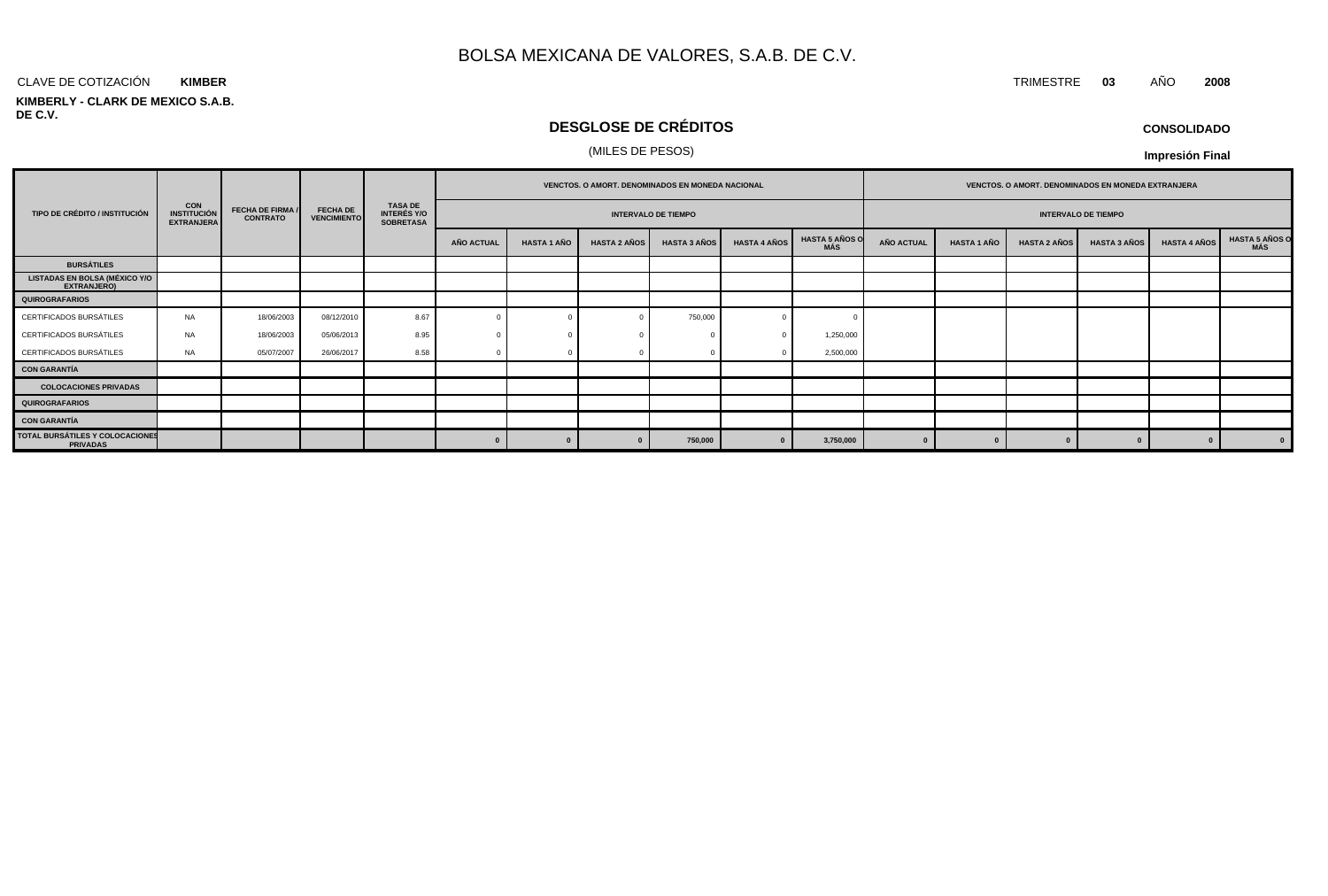# BOLSA MEXICANA DE VALORES, S.A.B. DE C.V.

CLAVE DE COTIZACIÓN **KIMBER**

TRIMESTRE **03** AÑO **2008**

**KIMBERLY - CLARK DE MEXICO S.A.B. DE C.V.**

## DESGLOSE DE CRÉDITOS

(MILES DE PESOS)

**CONSOLIDADO**

**Impresión Final**

| TIPO DE CRÉDITO / INSTITUCIÓN | CON INSTITUCIÓN EXTRANJERA | FECHA DE FIRMA / CONTRATO | FECHA DE VENCIMIENTO | TASA DE INTERÉS Y/O SOBRETASA | VENCTOS. O AMORT. DENOMINADOS EN MONEDA NACIONAL | | | | | | VENCTOS. O AMORT. DENOMINADOS EN MONEDA EXTRANJERA | | | | | |
|---|---|---|---|---|---|---|---|---|---|---|---|---|---|---|---|---|
| | | | | | INTERVALO DE TIEMPO | | | | | | INTERVALO DE TIEMPO | | | | | |
| | | | | | AÑO ACTUAL | HASTA 1 AÑO | HASTA 2 AÑOS | HASTA 3 AÑOS | HASTA 4 AÑOS | HASTA 5 AÑOS O MÁS | AÑO ACTUAL | HASTA 1 AÑO | HASTA 2 AÑOS | HASTA 3 AÑOS | HASTA 4 AÑOS | HASTA 5 AÑOS O MÁS |
| **BURSÁTILES** | | | | | | | | | | | | | | | | |
| **LISTADAS EN BOLSA (MÉXICO Y/O EXTRANJERO)** | | | | | | | | | | | | | | | | |
| **QUIROGRAFARIOS** | | | | | | | | | | | | | | | | |
| CERTIFICADOS BURSÁTILES | NA | 18/06/2003 | 08/12/2010 | 8.67 | 0 | 0 | 0 | 750,000 | 0 | 0 | | | | | | |
| CERTIFICADOS BURSÁTILES | NA | 18/06/2003 | 05/06/2013 | 8.95 | 0 | 0 | 0 | 0 | 0 | 1,250,000 | | | | | | |
| CERTIFICADOS BURSÁTILES | NA | 05/07/2007 | 26/06/2017 | 8.58 | 0 | 0 | 0 | 0 | 0 | 2,500,000 | | | | | | |
| **CON GARANTÍA** | | | | | | | | | | | | | | | | |
| **COLOCACIONES PRIVADAS** | | | | | | | | | | | | | | | | |
| **QUIROGRAFARIOS** | | | | | | | | | | | | | | | | |
| **CON GARANTÍA** | | | | | | | | | | | | | | | | |
| **TOTAL BURSÁTILES Y COLOCACIONES PRIVADAS** | | | | | **0** | **0** | **0** | **750,000** | **0** | **3,750,000** | **0** | **0** | **0** | **0** | **0** | **0** |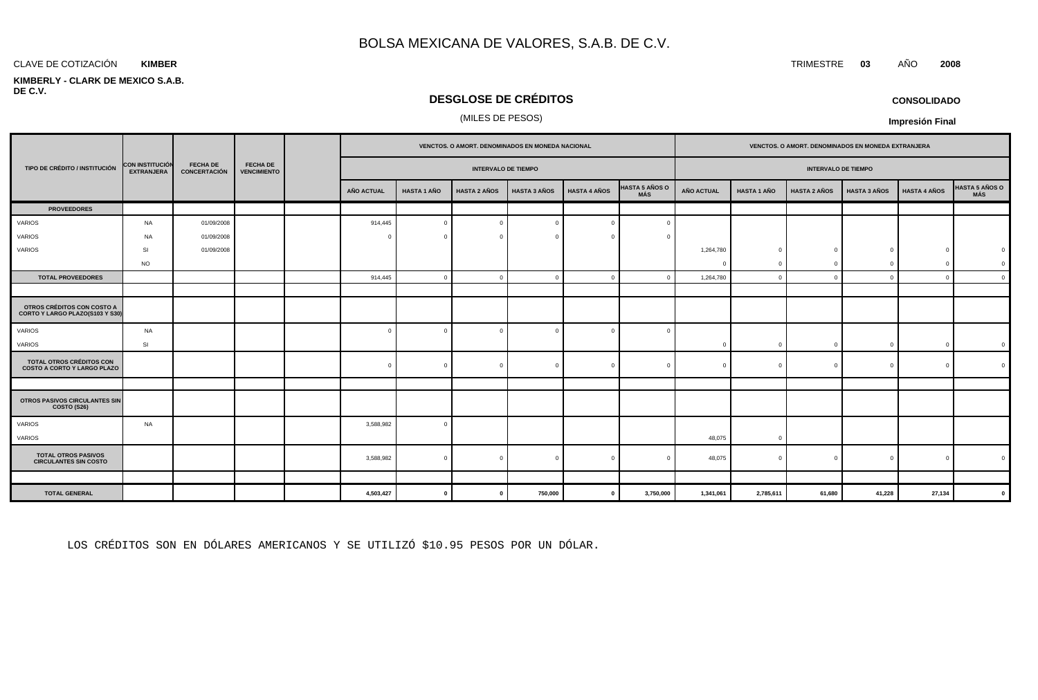# BOLSA MEXICANA DE VALORES, S.A.B. DE C.V.

CLAVE DE COTIZACIÓN **KIMBER**

TRIMESTRE **03** AÑO **2008**

**KIMBERLY - CLARK DE MEXICO S.A.B. DE C.V.**

## DESGLOSE DE CRÉDITOS

(MILES DE PESOS)

**CONSOLIDADO**

**Impresión Final**

| TIPO DE CRÉDITO / INSTITUCIÓN | CON INSTITUCIÓN EXTRANJERA | FECHA DE CONCERTACIÓN | FECHA DE VENCIMIENTO | | VENCTOS. O AMORT. DENOMINADOS EN MONEDA NACIONAL - INTERVALO DE TIEMPO | | | | | | VENCTOS. O AMORT. DENOMINADOS EN MONEDA EXTRANJERA - INTERVALO DE TIEMPO | | | | | |
|---|---|---|---|---|---|---|---|---|---|---|---|---|---|---|---|---|
| | | | | | AÑO ACTUAL | HASTA 1 AÑO | HASTA 2 AÑOS | HASTA 3 AÑOS | HASTA 4 AÑOS | HASTA 5 AÑOS O MÁS | AÑO ACTUAL | HASTA 1 AÑO | HASTA 2 AÑOS | HASTA 3 AÑOS | HASTA 4 AÑOS | HASTA 5 AÑOS O MÁS |
| **PROVEEDORES** | | | | | | | | | | | | | | | | |
| VARIOS | NA | 01/09/2008 | | | 914,445 | 0 | 0 | 0 | 0 | 0 | | | | | | |
| VARIOS | NA | 01/09/2008 | | | 0 | 0 | 0 | 0 | 0 | 0 | | | | | | |
| VARIOS | SI | 01/09/2008 | | | | | | | | | 1,264,780 | 0 | 0 | 0 | 0 | 0 |
| | NO | | | | | | | | | | 0 | 0 | 0 | 0 | 0 | 0 |
| **TOTAL PROVEEDORES** | | | | | 914,445 | 0 | 0 | 0 | 0 | 0 | 1,264,780 | 0 | 0 | 0 | 0 | 0 |
| | | | | | | | | | | | | | | | | |
| **OTROS CRÉDITOS CON COSTO A CORTO Y LARGO PLAZO(S103 Y S30)** | | | | | | | | | | | | | | | | |
| VARIOS | NA | | | | 0 | 0 | 0 | 0 | 0 | 0 | | | | | | |
| VARIOS | SI | | | | | | | | | | 0 | 0 | 0 | 0 | 0 | 0 |
| **TOTAL OTROS CRÉDITOS CON COSTO A CORTO Y LARGO PLAZO** | | | | | 0 | 0 | 0 | 0 | 0 | 0 | 0 | 0 | 0 | 0 | 0 | 0 |
| | | | | | | | | | | | | | | | | |
| **OTROS PASIVOS CIRCULANTES SIN COSTO (S26)** | | | | | | | | | | | | | | | | |
| VARIOS | NA | | | | 3,588,982 | 0 | | | | | | | | | | |
| VARIOS | | | | | | | | | | | 48,075 | 0 | | | | |
| **TOTAL OTROS PASIVOS CIRCULANTES SIN COSTO** | | | | | 3,588,982 | 0 | 0 | 0 | 0 | 0 | 48,075 | 0 | 0 | 0 | 0 | 0 |
| | | | | | | | | | | | | | | | | |
| **TOTAL GENERAL** | | | | | **4,503,427** | **0** | **0** | **750,000** | **0** | **3,750,000** | **1,341,061** | **2,785,611** | **61,680** | **41,228** | **27,134** | **0** |

LOS CRÉDITOS SON EN DÓLARES AMERICANOS Y SE UTILIZÓ $10.95 PESOS POR UN DÓLAR.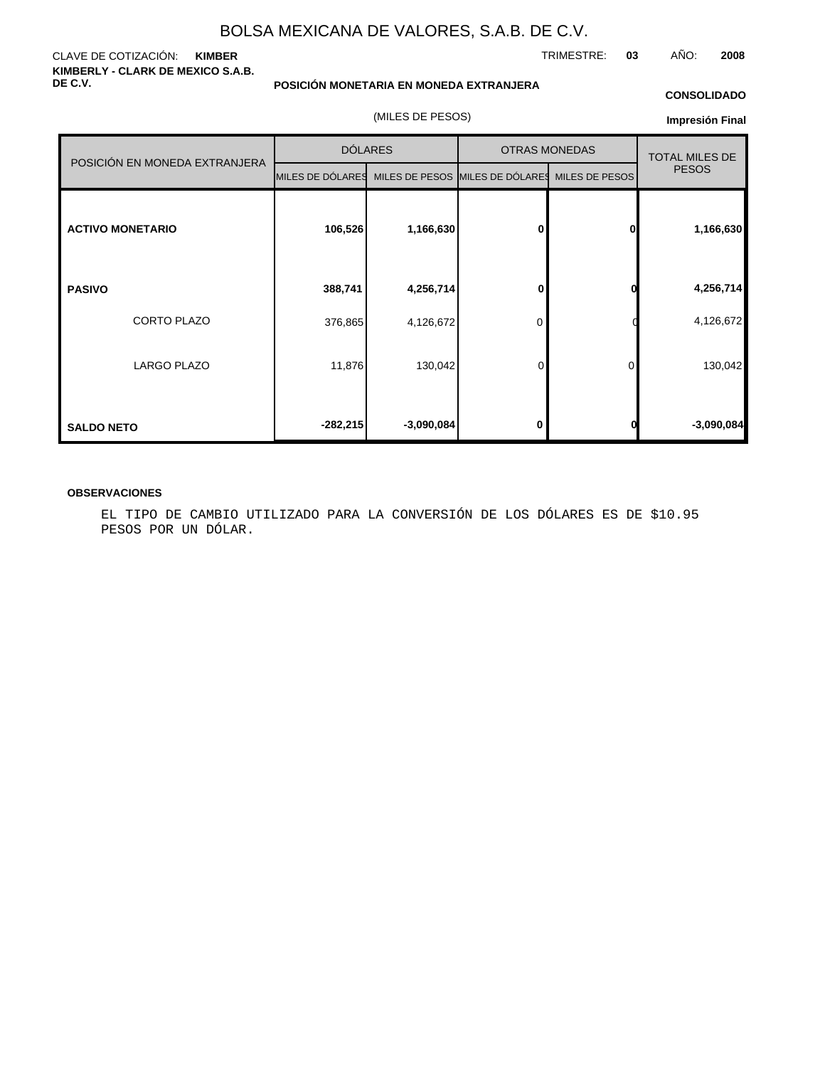# BOLSA MEXICANA DE VALORES, S.A.B. DE C.V.

CLAVE DE COTIZACIÓN: **KIMBER**

TRIMESTRE: **03** AÑO: **2008**

**KIMBERLY - CLARK DE MEXICO S.A.B. DE C.V.**

**POSICIÓN MONETARIA EN MONEDA EXTRANJERA**

**CONSOLIDADO**

(MILES DE PESOS)

**Impresión Final**

| POSICIÓN EN MONEDA EXTRANJERA | DÓLARES | | OTRAS MONEDAS | | TOTAL MILES DE PESOS |
|---|---|---|---|---|---|
| | MILES DE DÓLARES | MILES DE PESOS | MILES DE DÓLARES | MILES DE PESOS | |
| **ACTIVO MONETARIO** | **106,526** | **1,166,630** | **0** | **0** | **1,166,630** |
| **PASIVO** | **388,741** | **4,256,714** | **0** | **0** | **4,256,714** |
| CORTO PLAZO | 376,865 | 4,126,672 | 0 | 0 | 4,126,672 |
| LARGO PLAZO | 11,876 | 130,042 | 0 | 0 | 130,042 |
| **SALDO NETO** | **-282,215** | **-3,090,084** | **0** | **0** | **-3,090,084** |

**OBSERVACIONES**

EL TIPO DE CAMBIO UTILIZADO PARA LA CONVERSIÓN DE LOS DÓLARES ES DE $10.95 PESOS POR UN DÓLAR.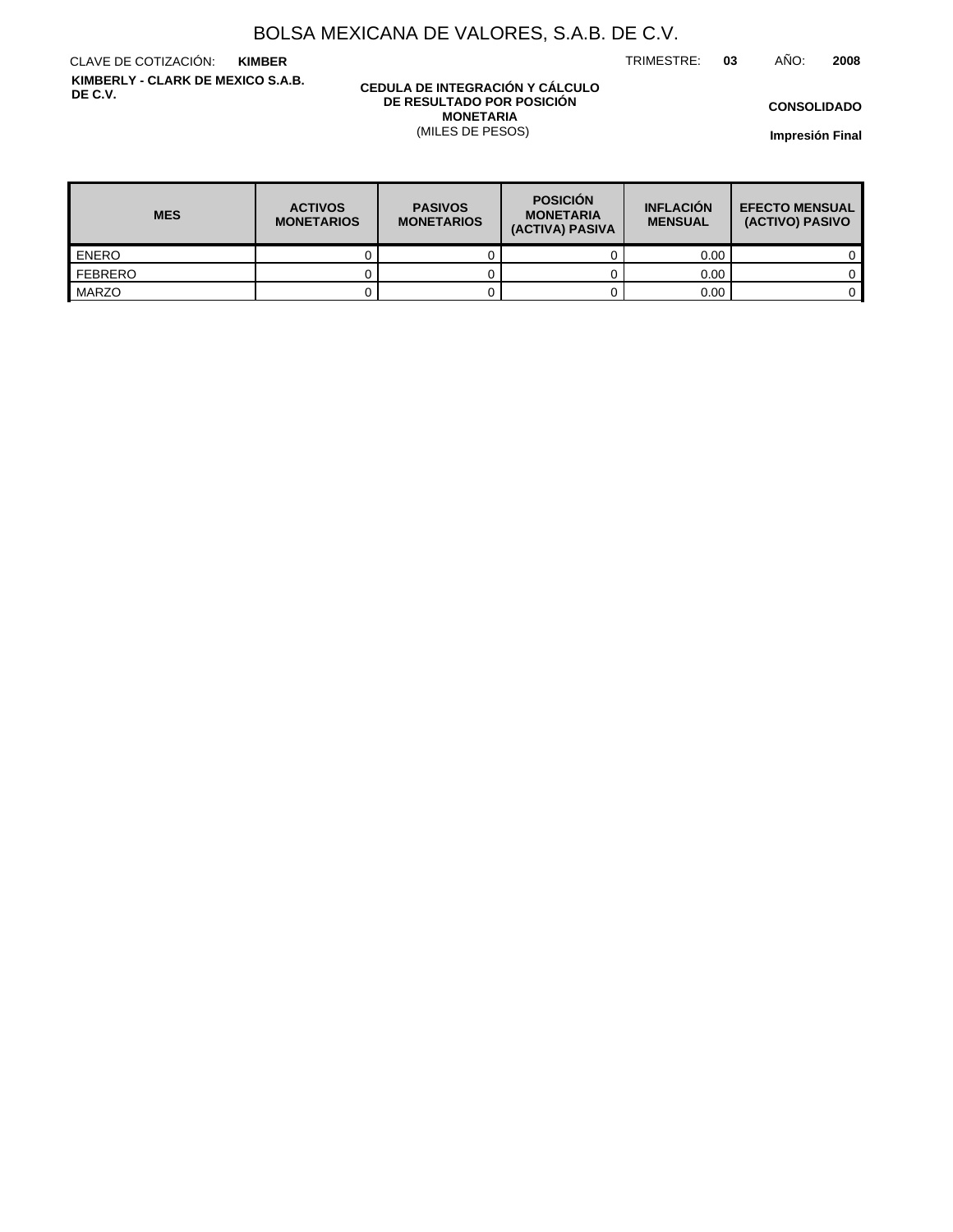# BOLSA MEXICANA DE VALORES, S.A.B. DE C.V.

CLAVE DE COTIZACIÓN: **KIMBER**

TRIMESTRE: **03** AÑO: **2008**

**KIMBERLY - CLARK DE MEXICO S.A.B. DE C.V.**

**CEDULA DE INTEGRACIÓN Y CÁLCULO DE RESULTADO POR POSICIÓN MONETARIA**
(MILES DE PESOS)

**CONSOLIDADO**

**Impresión Final**

| MES | ACTIVOS MONETARIOS | PASIVOS MONETARIOS | POSICIÓN MONETARIA (ACTIVA) PASIVA | INFLACIÓN MENSUAL | EFECTO MENSUAL (ACTIVO) PASIVO |
|---|---|---|---|---|---|
| ENERO | 0 | 0 | 0 | 0.00 | 0 |
| FEBRERO | 0 | 0 | 0 | 0.00 | 0 |
| MARZO | 0 | 0 | 0 | 0.00 | 0 |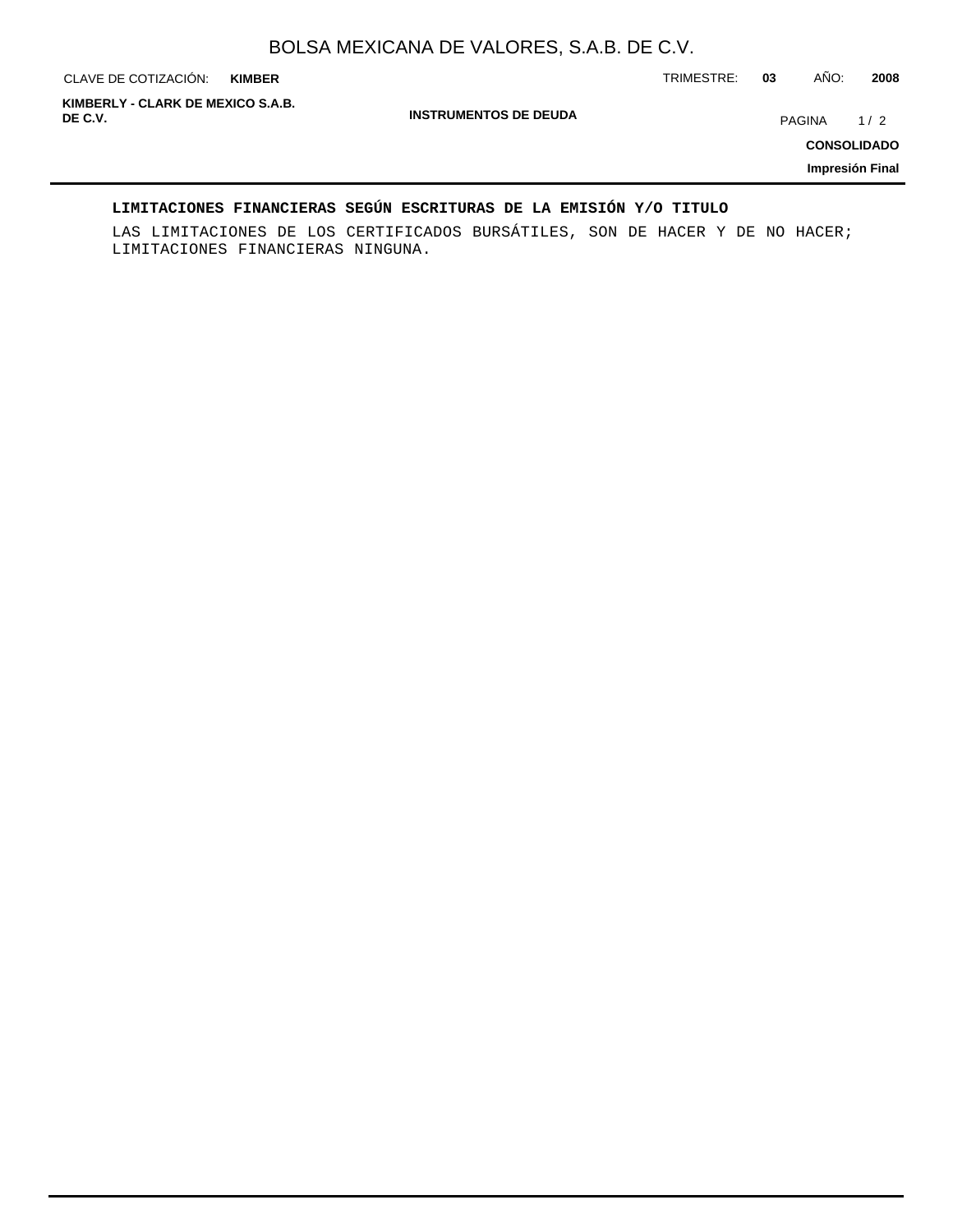**LIMITACIONES FINANCIERAS SEGÚN ESCRITURAS DE LA EMISIÓN Y/O TITULO**

LAS LIMITACIONES DE LOS CERTIFICADOS BURSÁTILES, SON DE HACER Y DE NO HACER; LIMITACIONES FINANCIERAS NINGUNA.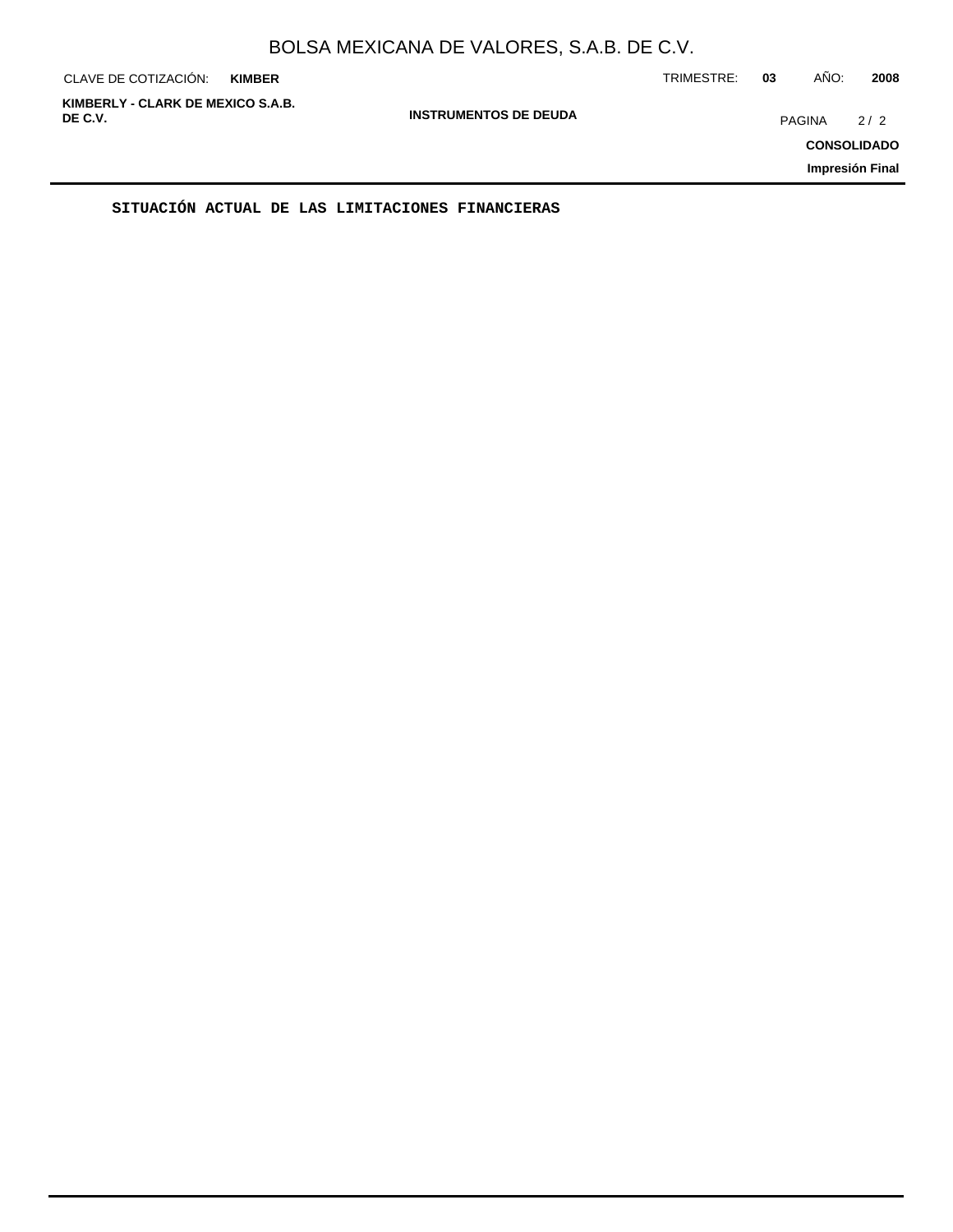**SITUACIÓN ACTUAL DE LAS LIMITACIONES FINANCIERAS**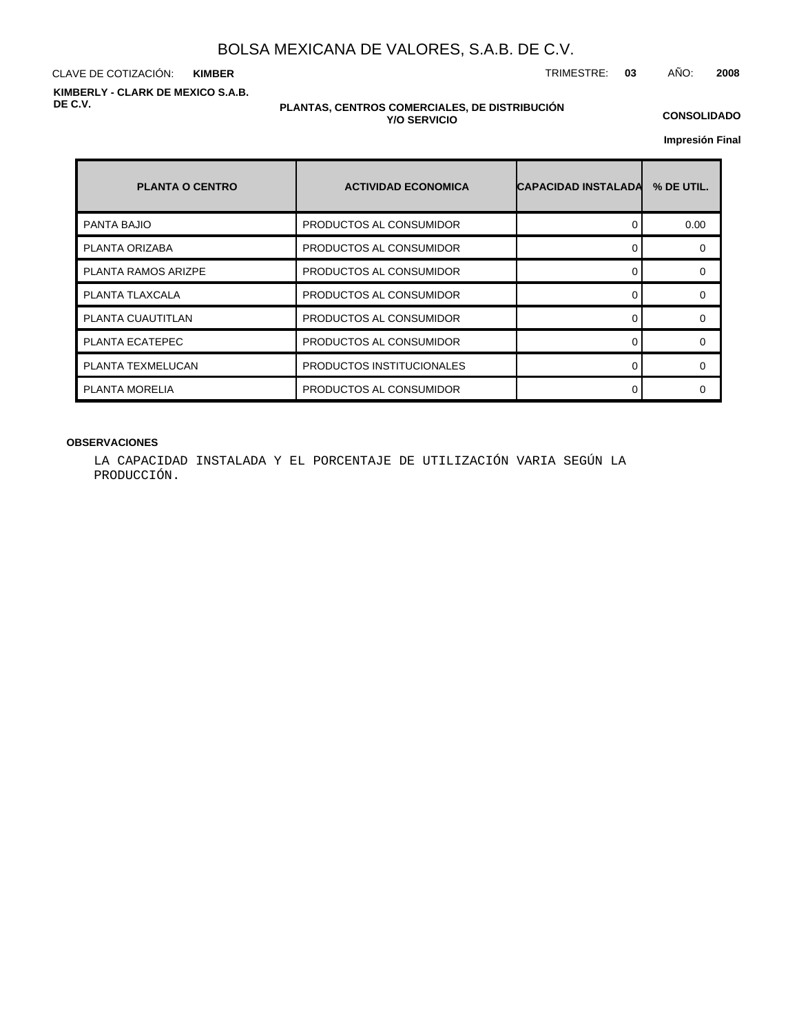# BOLSA MEXICANA DE VALORES, S.A.B. DE C.V.

CLAVE DE COTIZACIÓN: **KIMBER**

TRIMESTRE: **03** AÑO: **2008**

**KIMBERLY - CLARK DE MEXICO S.A.B. DE C.V.**

**PLANTAS, CENTROS COMERCIALES, DE DISTRIBUCIÓN Y/O SERVICIO**

**CONSOLIDADO**

**Impresión Final**

| PLANTA O CENTRO | ACTIVIDAD ECONOMICA | CAPACIDAD INSTALADA | % DE UTIL. |
|---|---|---|---|
| PANTA BAJIO | PRODUCTOS AL CONSUMIDOR | 0 | 0.00 |
| PLANTA ORIZABA | PRODUCTOS AL CONSUMIDOR | 0 | 0 |
| PLANTA RAMOS ARIZPE | PRODUCTOS AL CONSUMIDOR | 0 | 0 |
| PLANTA TLAXCALA | PRODUCTOS AL CONSUMIDOR | 0 | 0 |
| PLANTA CUAUTITLAN | PRODUCTOS AL CONSUMIDOR | 0 | 0 |
| PLANTA ECATEPEC | PRODUCTOS AL CONSUMIDOR | 0 | 0 |
| PLANTA TEXMELUCAN | PRODUCTOS INSTITUCIONALES | 0 | 0 |
| PLANTA MORELIA | PRODUCTOS AL CONSUMIDOR | 0 | 0 |

**OBSERVACIONES**

LA CAPACIDAD INSTALADA Y EL PORCENTAJE DE UTILIZACIÓN VARIA SEGÚN LA PRODUCCIÓN.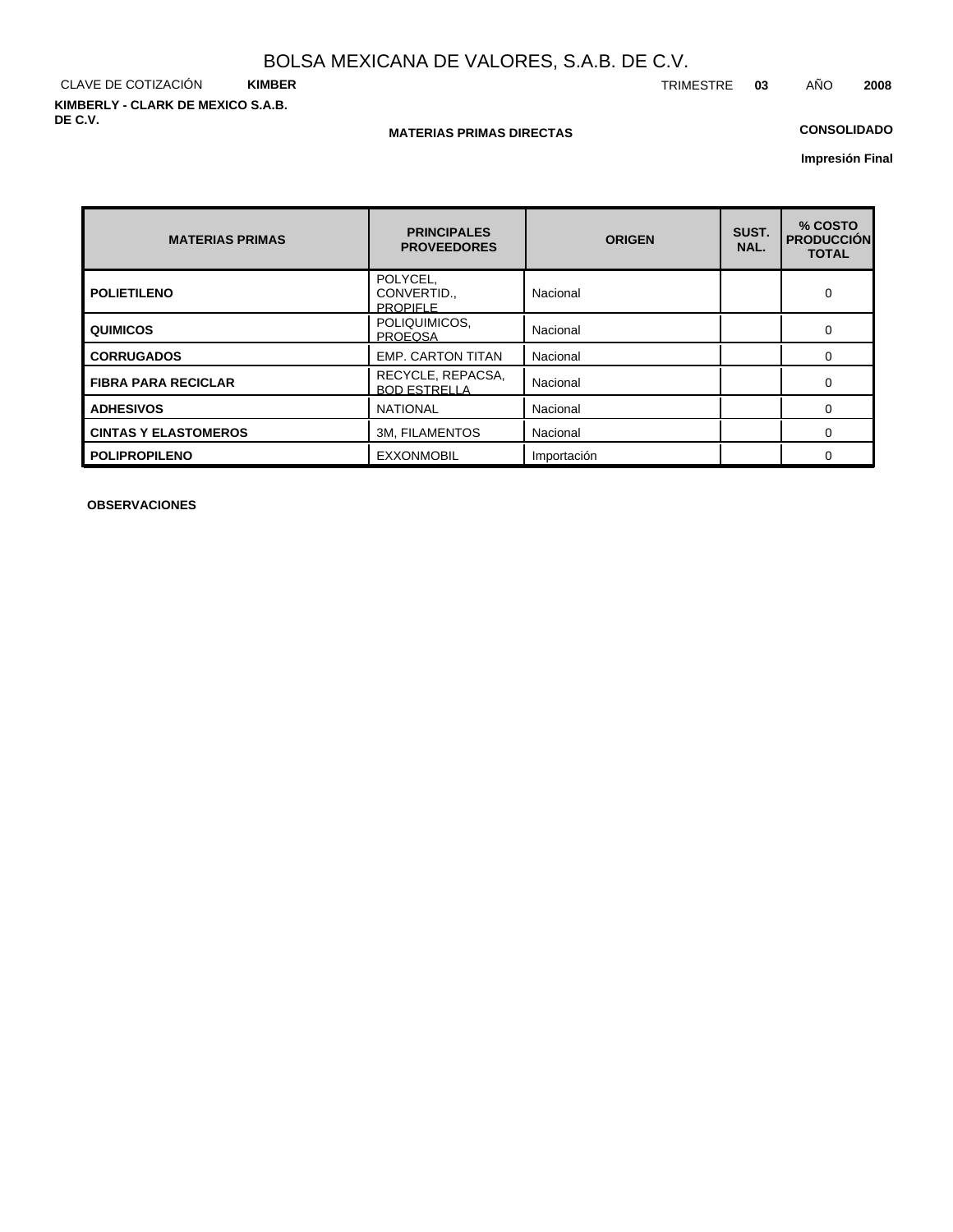# BOLSA MEXICANA DE VALORES, S.A.B. DE C.V.

CLAVE DE COTIZACIÓN **KIMBER** TRIMESTRE **03** AÑO **2008**

**KIMBERLY - CLARK DE MEXICO S.A.B. DE C.V.**

**MATERIAS PRIMAS DIRECTAS**

**CONSOLIDADO**

**Impresión Final**

| MATERIAS PRIMAS | PRINCIPALES PROVEEDORES | ORIGEN | SUST. NAL. | % COSTO PRODUCCIÓN TOTAL |
|---|---|---|---|---|
| **POLIETILENO** | POLYCEL, CONVERTID., PROPIFLE | Nacional | | 0 |
| **QUIMICOS** | POLIQUIMICOS, PROEQSA | Nacional | | 0 |
| **CORRUGADOS** | EMP. CARTON TITAN | Nacional | | 0 |
| **FIBRA PARA RECICLAR** | RECYCLE, REPACSA, BOD ESTRELLA | Nacional | | 0 |
| **ADHESIVOS** | NATIONAL | Nacional | | 0 |
| **CINTAS Y ELASTOMEROS** | 3M, FILAMENTOS | Nacional | | 0 |
| **POLIPROPILENO** | EXXONMOBIL | Importación | | 0 |

**OBSERVACIONES**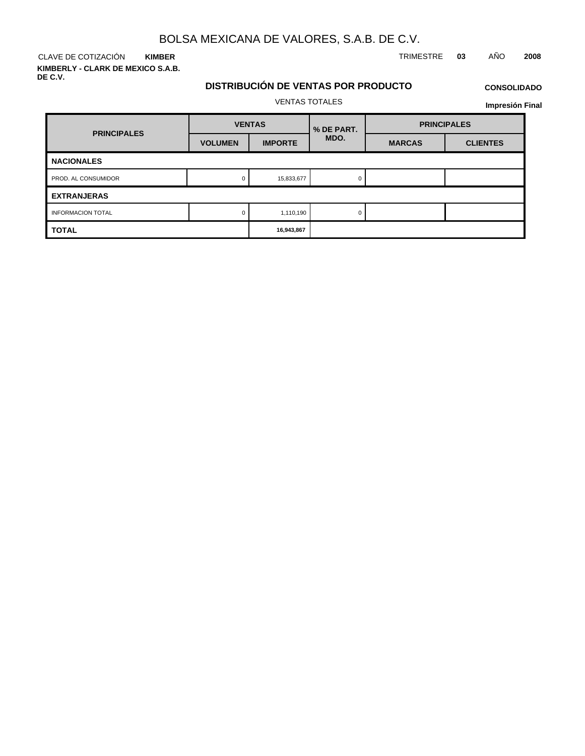# BOLSA MEXICANA DE VALORES, S.A.B. DE C.V.

CLAVE DE COTIZACIÓN **KIMBER**

TRIMESTRE **03** AÑO **2008**

**KIMBERLY - CLARK DE MEXICO S.A.B. DE C.V.**

## DISTRIBUCIÓN DE VENTAS POR PRODUCTO

**CONSOLIDADO**

VENTAS TOTALES

**Impresión Final**

| PRINCIPALES | VENTAS | | % DE PART. MDO. | PRINCIPALES | |
|---|---|---|---|---|---|
| | VOLUMEN | IMPORTE | | MARCAS | CLIENTES |
| **NACIONALES** | | | | | |
| PROD. AL CONSUMIDOR | 0 | 15,833,677 | 0 | | |
| **EXTRANJERAS** | | | | | |
| INFORMACION TOTAL | 0 | 1,110,190 | 0 | | |
| **TOTAL** | | **16,943,867** | | | |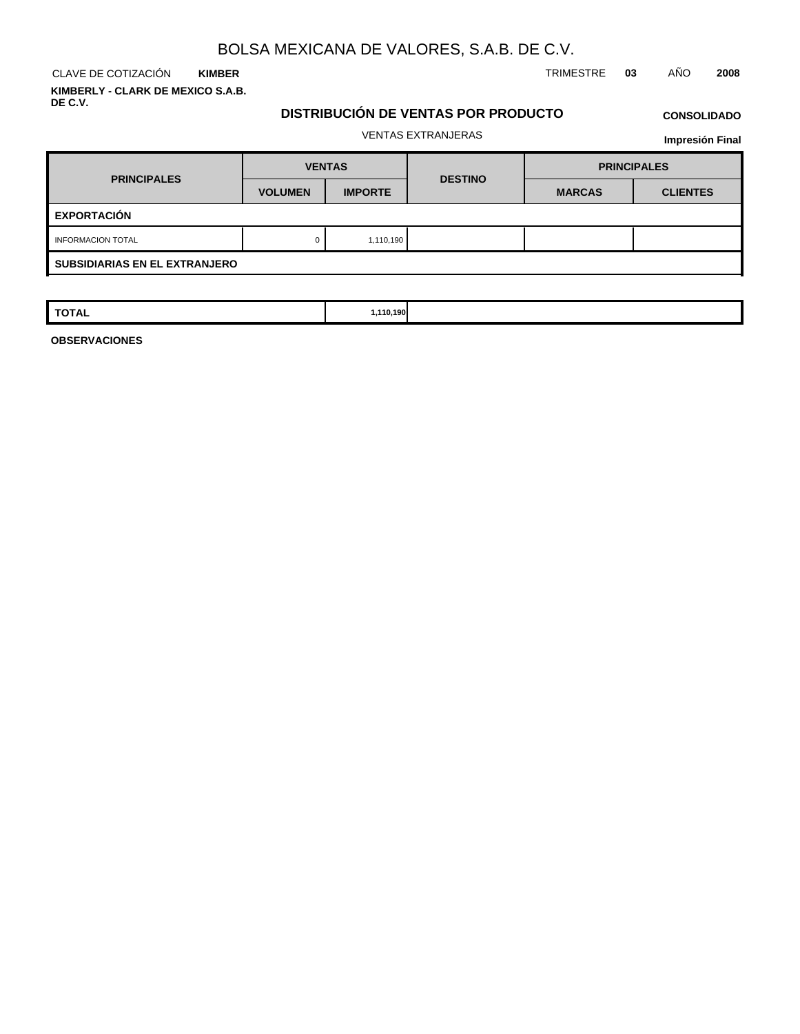# BOLSA MEXICANA DE VALORES, S.A.B. DE C.V.

CLAVE DE COTIZACIÓN **KIMBER**

TRIMESTRE **03** AÑO **2008**

**KIMBERLY - CLARK DE MEXICO S.A.B. DE C.V.**

## DISTRIBUCIÓN DE VENTAS POR PRODUCTO

**CONSOLIDADO**

VENTAS EXTRANJERAS

**Impresión Final**

| PRINCIPALES | VENTAS | | DESTINO | PRINCIPALES | |
|---|---|---|---|---|---|
| | VOLUMEN | IMPORTE | | MARCAS | CLIENTES |
| **EXPORTACIÓN** | | | | | |
| INFORMACION TOTAL | 0 | 1,110,190 | | | |
| **SUBSIDIARIAS EN EL EXTRANJERO** | | | | | |
| **TOTAL** | | **1,110,190** | | | |

**OBSERVACIONES**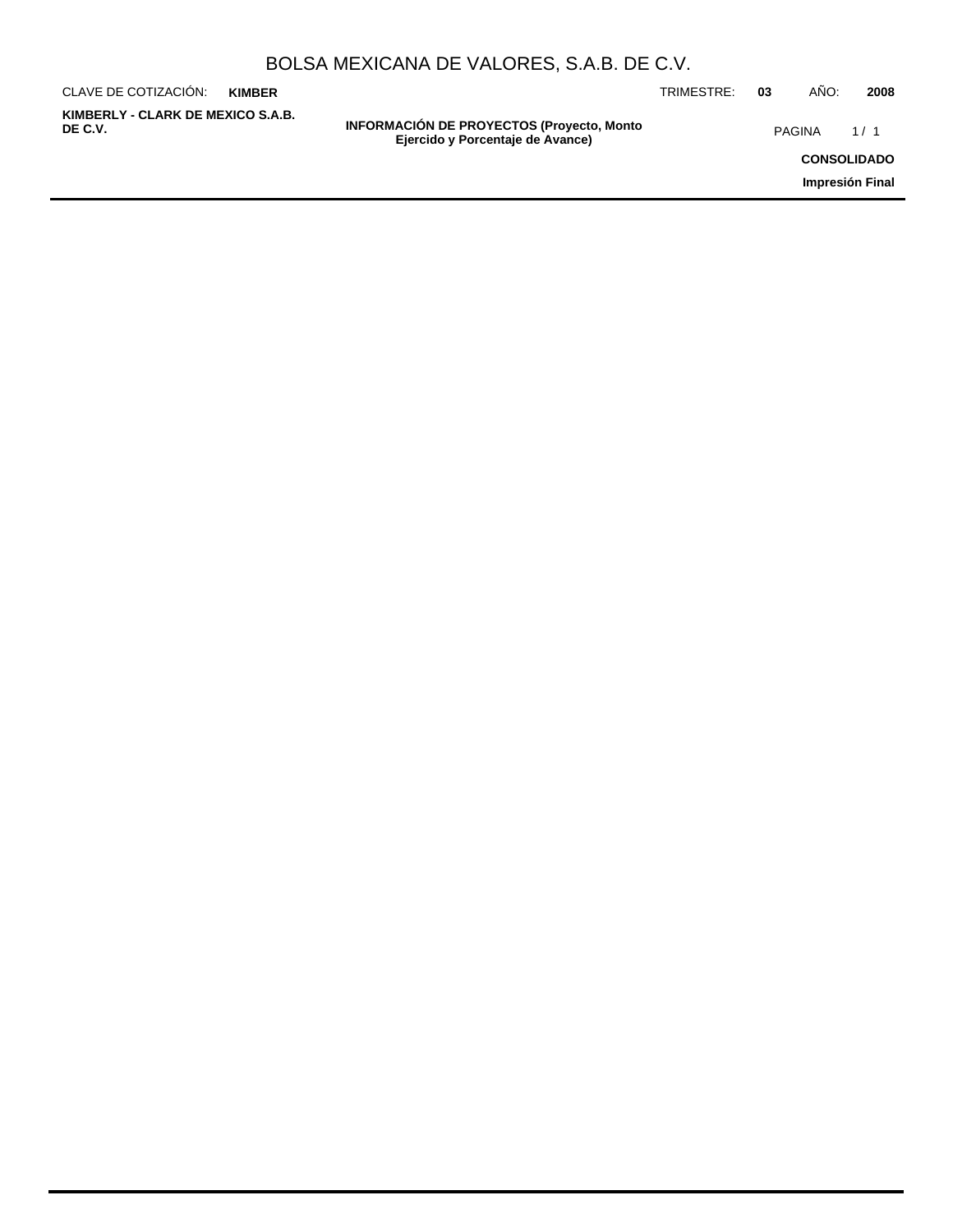# INFORMACIÓN DE PROYECTOS (Proyecto, Monto Ejercido y Porcentaje de Avance)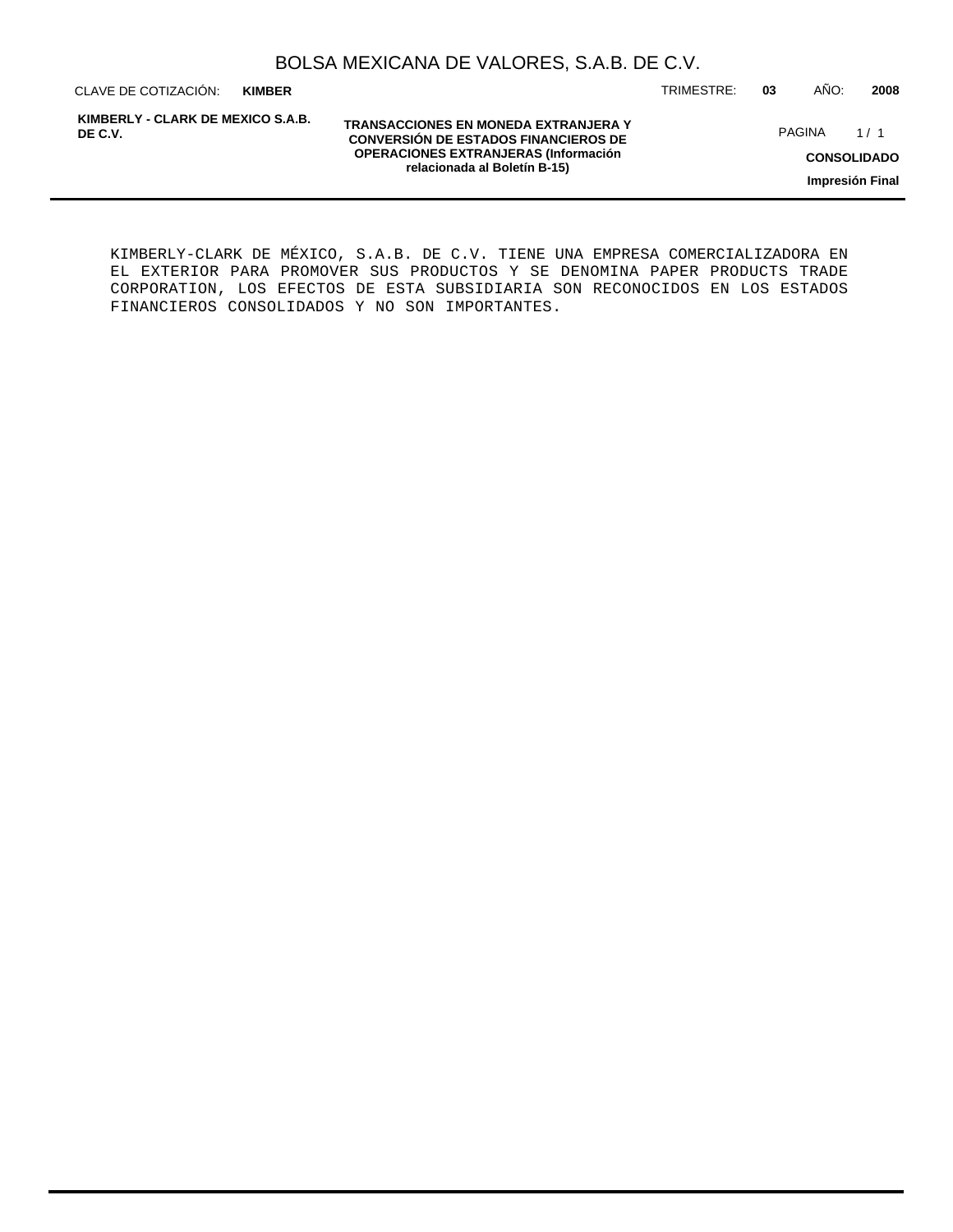KIMBERLY-CLARK DE MÉXICO, S.A.B. DE C.V. TIENE UNA EMPRESA COMERCIALIZADORA EN EL EXTERIOR PARA PROMOVER SUS PRODUCTOS Y SE DENOMINA PAPER PRODUCTS TRADE CORPORATION, LOS EFECTOS DE ESTA SUBSIDIARIA SON RECONOCIDOS EN LOS ESTADOS FINANCIEROS CONSOLIDADOS Y NO SON IMPORTANTES.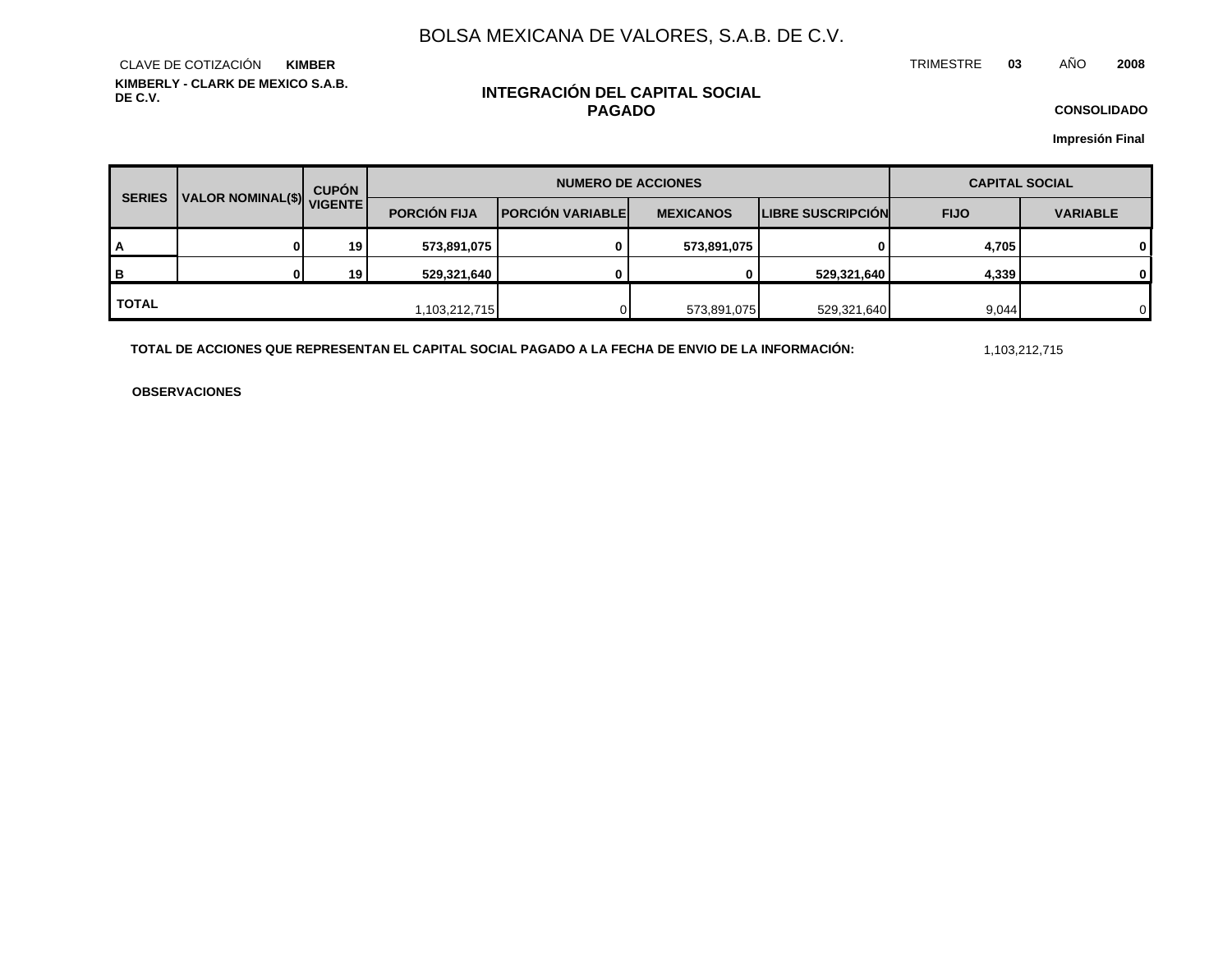# BOLSA MEXICANA DE VALORES, S.A.B. DE C.V.

CLAVE DE COTIZACIÓN **KIMBER**

TRIMESTRE **03** AÑO **2008**

**KIMBERLY - CLARK DE MEXICO S.A.B. DE C.V.**

## INTEGRACIÓN DEL CAPITAL SOCIAL PAGADO

**CONSOLIDADO**

**Impresión Final**

| SERIES | VALOR NOMINAL($) | CUPÓN VIGENTE | NUMERO DE ACCIONES | | | | CAPITAL SOCIAL | |
|---|---|---|---|---|---|---|---|---|
| | | | PORCIÓN FIJA | PORCIÓN VARIABLE | MEXICANOS | LIBRE SUSCRIPCIÓN | FIJO | VARIABLE |
| **A** | **0** | **19** | **573,891,075** | **0** | **573,891,075** | **0** | **4,705** | **0** |
| **B** | **0** | **19** | **529,321,640** | **0** | **0** | **529,321,640** | **4,339** | **0** |
| **TOTAL** | | | 1,103,212,715 | 0 | 573,891,075 | 529,321,640 | 9,044 | 0 |

**TOTAL DE ACCIONES QUE REPRESENTAN EL CAPITAL SOCIAL PAGADO A LA FECHA DE ENVIO DE LA INFORMACIÓN:** 1,103,212,715

**OBSERVACIONES**